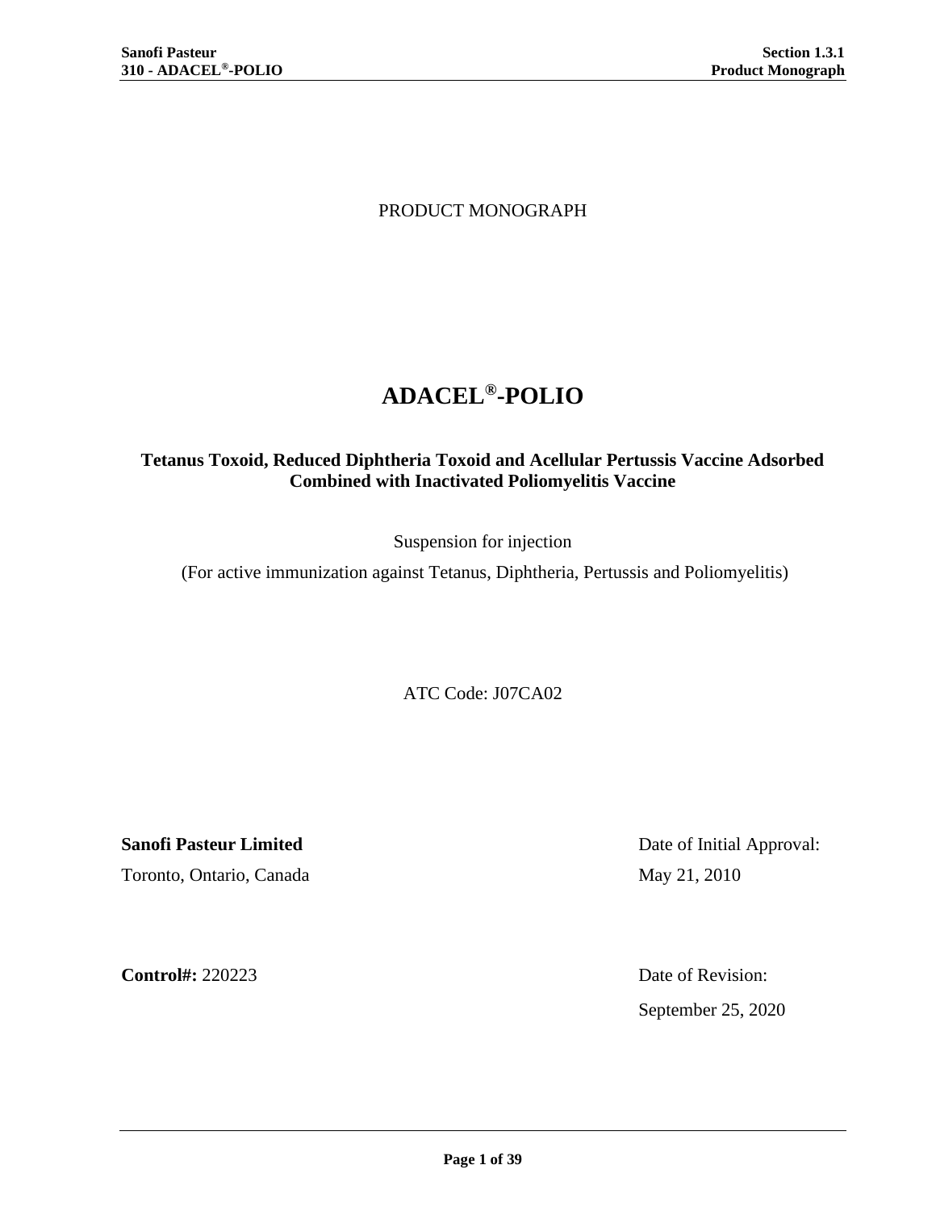PRODUCT MONOGRAPH

# ADACEL®-POLIO

**Tetanus Toxoid, Reduced Diphtheria Toxoid and Acellular Pertussis Vaccine Adsorbed Combined with Inactivated Poliomyelitis Vaccine**

Suspension for injection

(For active immunization against Tetanus, Diphtheria, Pertussis and Poliomyelitis)

ATC Code: J07CA02

**Sanofi Pasteur Limited**

Toronto, Ontario, Canada

Date of Initial Approval:

May 21, 2010

**Control#:** 220223

Date of Revision:

September 25, 2020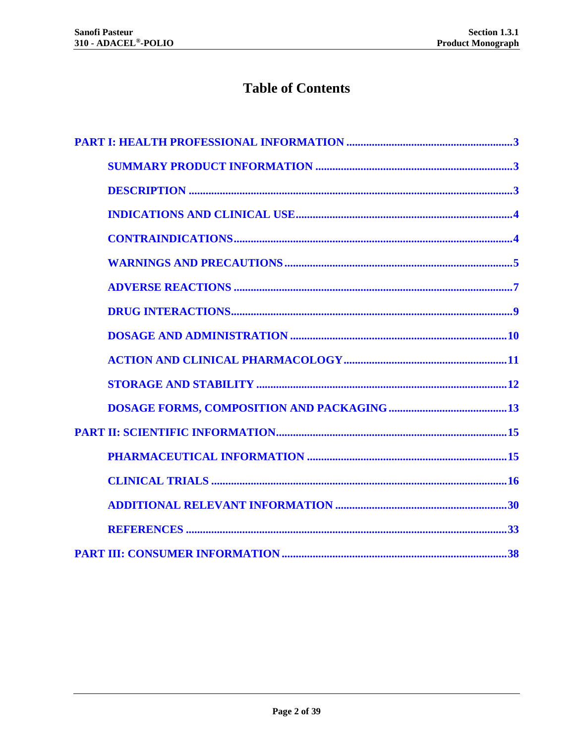# Table of Contents

**PART I: HEALTH PROFESSIONAL INFORMATION .......... 3**

- **SUMMARY PRODUCT INFORMATION .......... 3**
- **DESCRIPTION .......... 3**
- **INDICATIONS AND CLINICAL USE .......... 4**
- **CONTRAINDICATIONS .......... 4**
- **WARNINGS AND PRECAUTIONS .......... 5**
- **ADVERSE REACTIONS .......... 7**
- **DRUG INTERACTIONS .......... 9**
- **DOSAGE AND ADMINISTRATION .......... 10**
- **ACTION AND CLINICAL PHARMACOLOGY .......... 11**
- **STORAGE AND STABILITY .......... 12**
- **DOSAGE FORMS, COMPOSITION AND PACKAGING .......... 13**

**PART II: SCIENTIFIC INFORMATION .......... 15**

- **PHARMACEUTICAL INFORMATION .......... 15**
- **CLINICAL TRIALS .......... 16**
- **ADDITIONAL RELEVANT INFORMATION .......... 30**
- **REFERENCES .......... 33**

**PART III: CONSUMER INFORMATION .......... 38**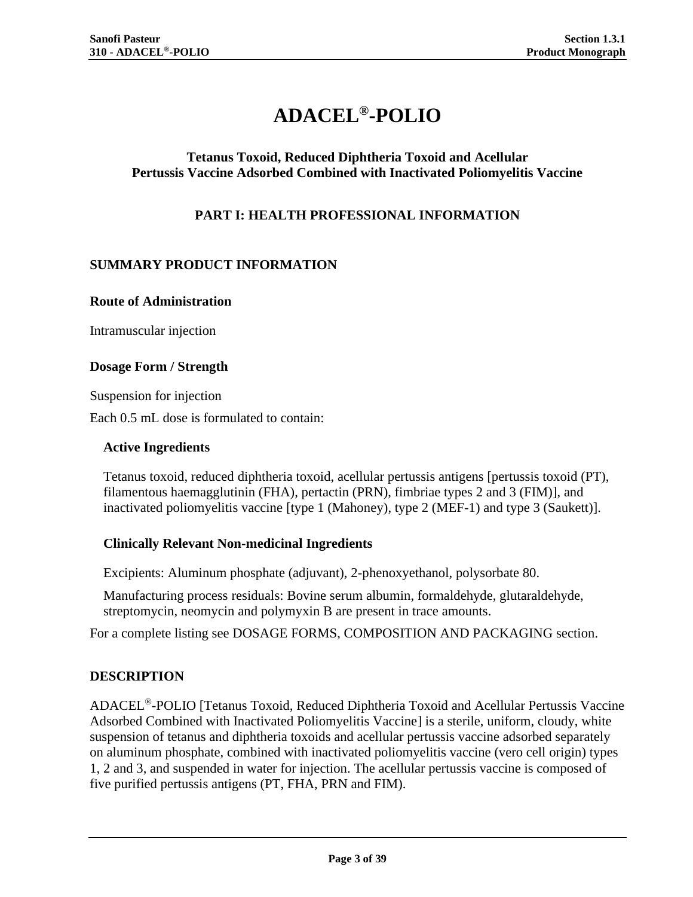# ADACEL®-POLIO

### Tetanus Toxoid, Reduced Diphtheria Toxoid and Acellular Pertussis Vaccine Adsorbed Combined with Inactivated Poliomyelitis Vaccine

## PART I: HEALTH PROFESSIONAL INFORMATION

## SUMMARY PRODUCT INFORMATION

### Route of Administration

Intramuscular injection

### Dosage Form / Strength

Suspension for injection

Each 0.5 mL dose is formulated to contain:

**Active Ingredients**

Tetanus toxoid, reduced diphtheria toxoid, acellular pertussis antigens [pertussis toxoid (PT), filamentous haemagglutinin (FHA), pertactin (PRN), fimbriae types 2 and 3 (FIM)], and inactivated poliomyelitis vaccine [type 1 (Mahoney), type 2 (MEF-1) and type 3 (Saukett)].

**Clinically Relevant Non-medicinal Ingredients**

Excipients: Aluminum phosphate (adjuvant), 2-phenoxyethanol, polysorbate 80.

Manufacturing process residuals: Bovine serum albumin, formaldehyde, glutaraldehyde, streptomycin, neomycin and polymyxin B are present in trace amounts.

For a complete listing see DOSAGE FORMS, COMPOSITION AND PACKAGING section.

## DESCRIPTION

ADACEL®-POLIO [Tetanus Toxoid, Reduced Diphtheria Toxoid and Acellular Pertussis Vaccine Adsorbed Combined with Inactivated Poliomyelitis Vaccine] is a sterile, uniform, cloudy, white suspension of tetanus and diphtheria toxoids and acellular pertussis vaccine adsorbed separately on aluminum phosphate, combined with inactivated poliomyelitis vaccine (vero cell origin) types 1, 2 and 3, and suspended in water for injection. The acellular pertussis vaccine is composed of five purified pertussis antigens (PT, FHA, PRN and FIM).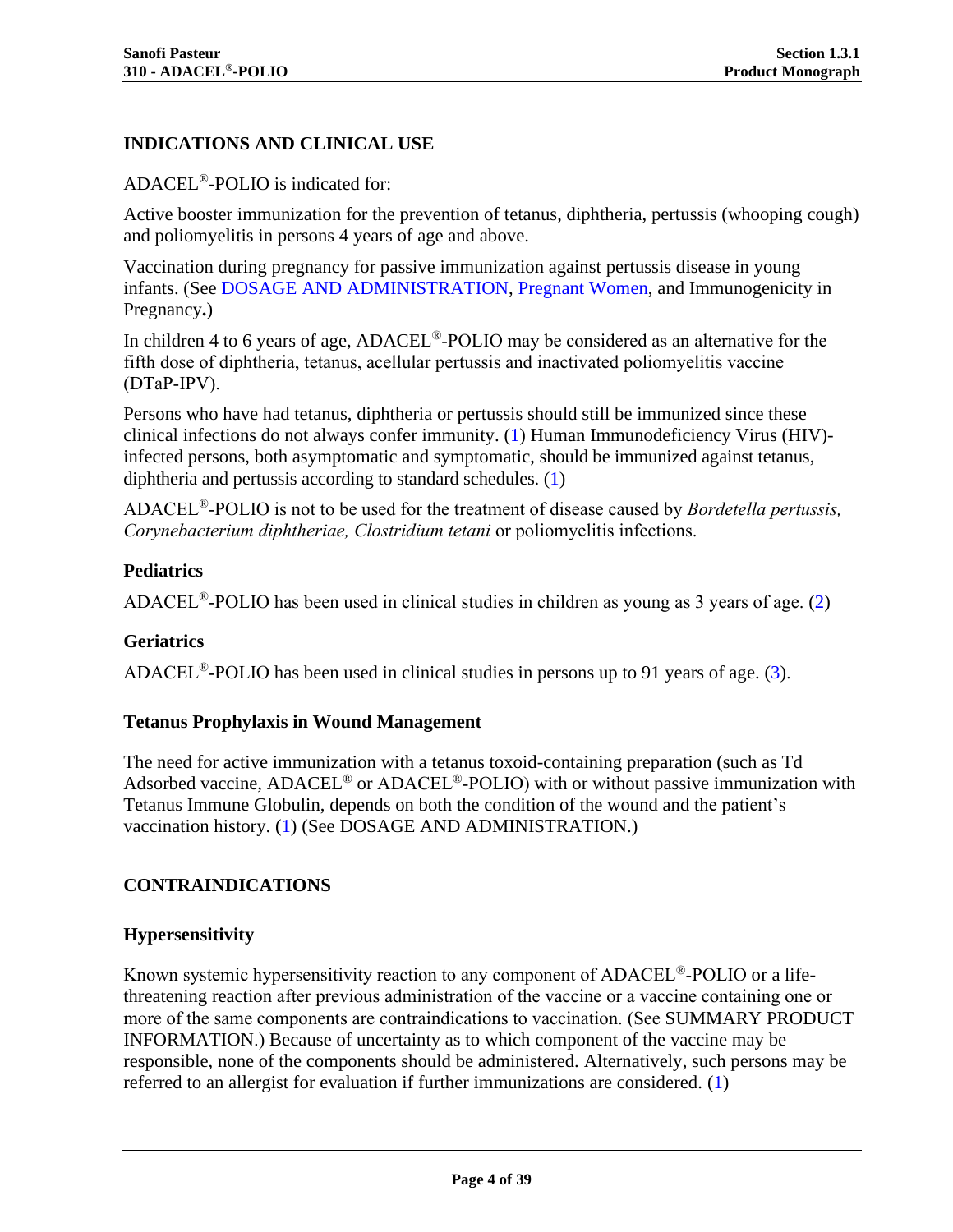## INDICATIONS AND CLINICAL USE

ADACEL®-POLIO is indicated for:

Active booster immunization for the prevention of tetanus, diphtheria, pertussis (whooping cough) and poliomyelitis in persons 4 years of age and above.

Vaccination during pregnancy for passive immunization against pertussis disease in young infants. (See DOSAGE AND ADMINISTRATION, Pregnant Women, and Immunogenicity in Pregnancy**.**)

In children 4 to 6 years of age, ADACEL®-POLIO may be considered as an alternative for the fifth dose of diphtheria, tetanus, acellular pertussis and inactivated poliomyelitis vaccine (DTaP-IPV).

Persons who have had tetanus, diphtheria or pertussis should still be immunized since these clinical infections do not always confer immunity. (1) Human Immunodeficiency Virus (HIV)-infected persons, both asymptomatic and symptomatic, should be immunized against tetanus, diphtheria and pertussis according to standard schedules. (1)

ADACEL®-POLIO is not to be used for the treatment of disease caused by *Bordetella pertussis, Corynebacterium diphtheriae, Clostridium tetani* or poliomyelitis infections.

### Pediatrics

ADACEL®-POLIO has been used in clinical studies in children as young as 3 years of age. (2)

### Geriatrics

ADACEL®-POLIO has been used in clinical studies in persons up to 91 years of age. (3).

### Tetanus Prophylaxis in Wound Management

The need for active immunization with a tetanus toxoid-containing preparation (such as Td Adsorbed vaccine, ADACEL® or ADACEL®-POLIO) with or without passive immunization with Tetanus Immune Globulin, depends on both the condition of the wound and the patient's vaccination history. (1) (See DOSAGE AND ADMINISTRATION.)

## CONTRAINDICATIONS

### Hypersensitivity

Known systemic hypersensitivity reaction to any component of ADACEL®-POLIO or a life-threatening reaction after previous administration of the vaccine or a vaccine containing one or more of the same components are contraindications to vaccination. (See SUMMARY PRODUCT INFORMATION.) Because of uncertainty as to which component of the vaccine may be responsible, none of the components should be administered. Alternatively, such persons may be referred to an allergist for evaluation if further immunizations are considered. (1)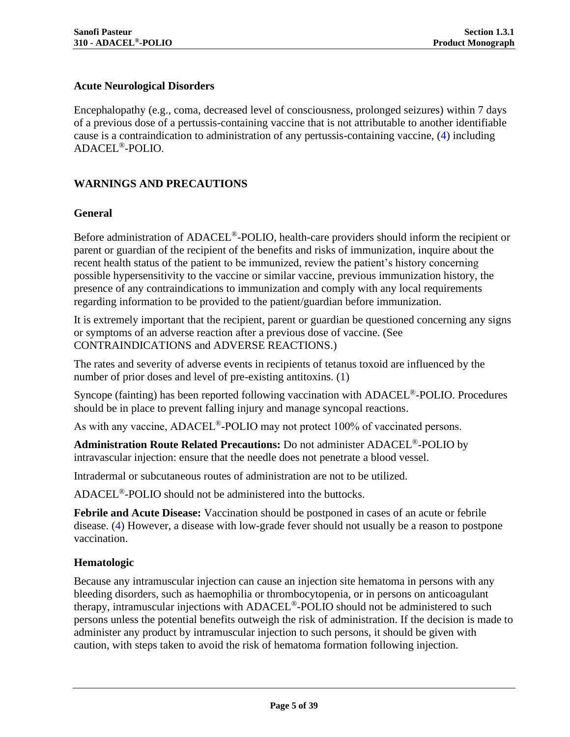### Acute Neurological Disorders

Encephalopathy (e.g., coma, decreased level of consciousness, prolonged seizures) within 7 days of a previous dose of a pertussis-containing vaccine that is not attributable to another identifiable cause is a contraindication to administration of any pertussis-containing vaccine, (4) including ADACEL®-POLIO.

## WARNINGS AND PRECAUTIONS

### General

Before administration of ADACEL®-POLIO, health-care providers should inform the recipient or parent or guardian of the recipient of the benefits and risks of immunization, inquire about the recent health status of the patient to be immunized, review the patient's history concerning possible hypersensitivity to the vaccine or similar vaccine, previous immunization history, the presence of any contraindications to immunization and comply with any local requirements regarding information to be provided to the patient/guardian before immunization.

It is extremely important that the recipient, parent or guardian be questioned concerning any signs or symptoms of an adverse reaction after a previous dose of vaccine. (See CONTRAINDICATIONS and ADVERSE REACTIONS.)

The rates and severity of adverse events in recipients of tetanus toxoid are influenced by the number of prior doses and level of pre-existing antitoxins. (1)

Syncope (fainting) has been reported following vaccination with ADACEL®-POLIO. Procedures should be in place to prevent falling injury and manage syncopal reactions.

As with any vaccine, ADACEL®-POLIO may not protect 100% of vaccinated persons.

**Administration Route Related Precautions:** Do not administer ADACEL®-POLIO by intravascular injection: ensure that the needle does not penetrate a blood vessel.

Intradermal or subcutaneous routes of administration are not to be utilized.

ADACEL®-POLIO should not be administered into the buttocks.

**Febrile and Acute Disease:** Vaccination should be postponed in cases of an acute or febrile disease. (4) However, a disease with low-grade fever should not usually be a reason to postpone vaccination.

### Hematologic

Because any intramuscular injection can cause an injection site hematoma in persons with any bleeding disorders, such as haemophilia or thrombocytopenia, or in persons on anticoagulant therapy, intramuscular injections with ADACEL®-POLIO should not be administered to such persons unless the potential benefits outweigh the risk of administration. If the decision is made to administer any product by intramuscular injection to such persons, it should be given with caution, with steps taken to avoid the risk of hematoma formation following injection.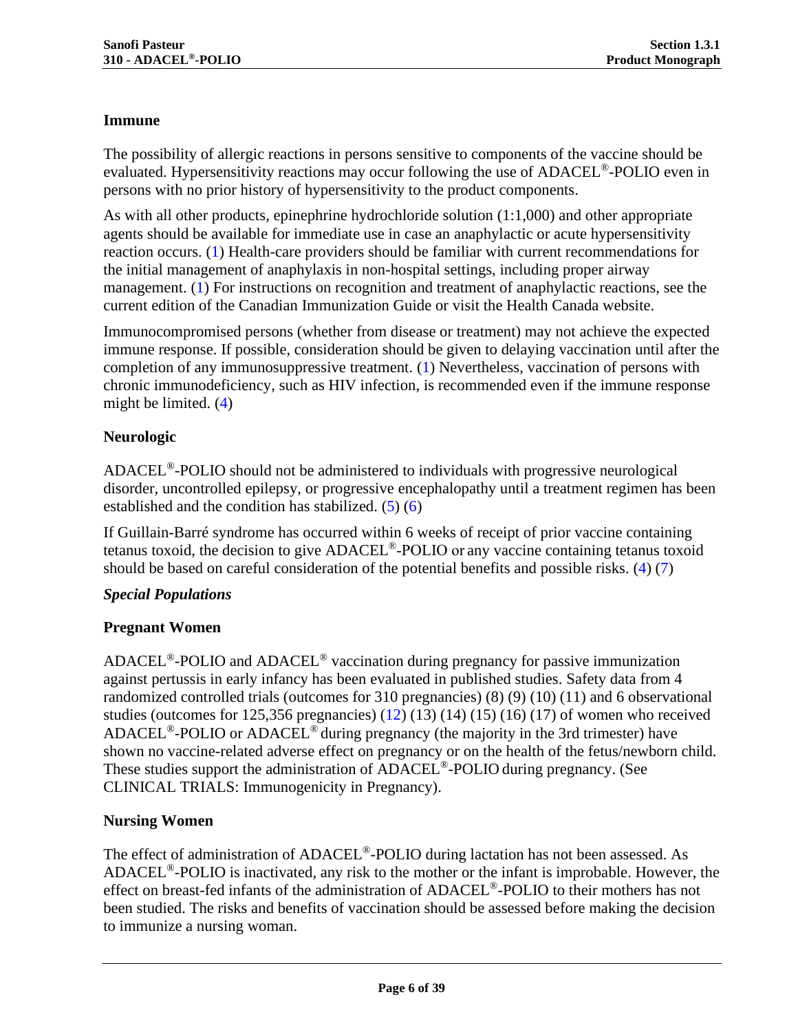**Immune**

The possibility of allergic reactions in persons sensitive to components of the vaccine should be evaluated. Hypersensitivity reactions may occur following the use of ADACEL®-POLIO even in persons with no prior history of hypersensitivity to the product components.

As with all other products, epinephrine hydrochloride solution (1:1,000) and other appropriate agents should be available for immediate use in case an anaphylactic or acute hypersensitivity reaction occurs. (1) Health-care providers should be familiar with current recommendations for the initial management of anaphylaxis in non-hospital settings, including proper airway management. (1) For instructions on recognition and treatment of anaphylactic reactions, see the current edition of the Canadian Immunization Guide or visit the Health Canada website.

Immunocompromised persons (whether from disease or treatment) may not achieve the expected immune response. If possible, consideration should be given to delaying vaccination until after the completion of any immunosuppressive treatment. (1) Nevertheless, vaccination of persons with chronic immunodeficiency, such as HIV infection, is recommended even if the immune response might be limited. (4)

**Neurologic**

ADACEL®-POLIO should not be administered to individuals with progressive neurological disorder, uncontrolled epilepsy, or progressive encephalopathy until a treatment regimen has been established and the condition has stabilized. (5) (6)

If Guillain-Barré syndrome has occurred within 6 weeks of receipt of prior vaccine containing tetanus toxoid, the decision to give ADACEL®-POLIO or any vaccine containing tetanus toxoid should be based on careful consideration of the potential benefits and possible risks. (4) (7)

***Special Populations***

**Pregnant Women**

ADACEL®-POLIO and ADACEL® vaccination during pregnancy for passive immunization against pertussis in early infancy has been evaluated in published studies. Safety data from 4 randomized controlled trials (outcomes for 310 pregnancies) (8) (9) (10) (11) and 6 observational studies (outcomes for 125,356 pregnancies) (12) (13) (14) (15) (16) (17) of women who received ADACEL®-POLIO or ADACEL® during pregnancy (the majority in the 3rd trimester) have shown no vaccine-related adverse effect on pregnancy or on the health of the fetus/newborn child. These studies support the administration of ADACEL®-POLIO during pregnancy. (See CLINICAL TRIALS: Immunogenicity in Pregnancy).

**Nursing Women**

The effect of administration of ADACEL®-POLIO during lactation has not been assessed. As ADACEL®-POLIO is inactivated, any risk to the mother or the infant is improbable. However, the effect on breast-fed infants of the administration of ADACEL®-POLIO to their mothers has not been studied. The risks and benefits of vaccination should be assessed before making the decision to immunize a nursing woman.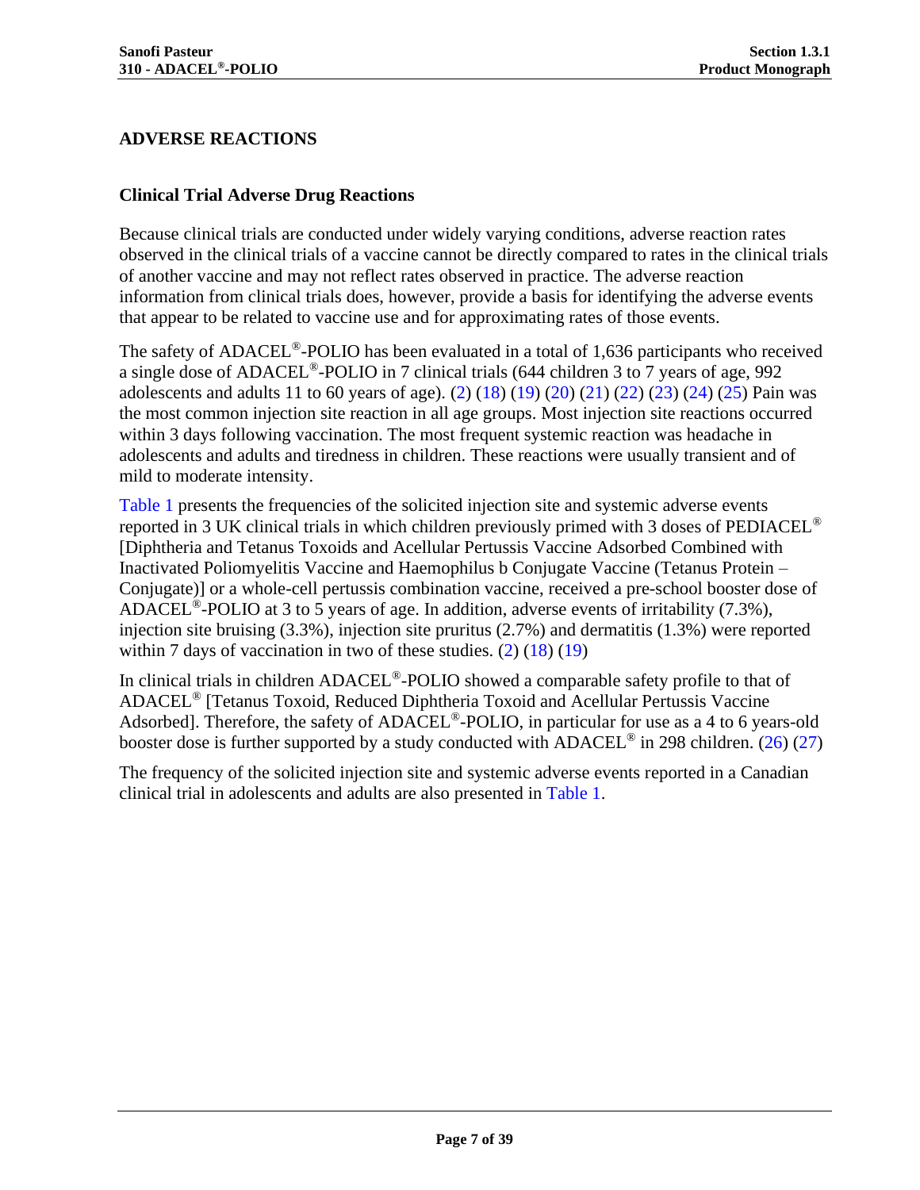## ADVERSE REACTIONS

### Clinical Trial Adverse Drug Reactions

Because clinical trials are conducted under widely varying conditions, adverse reaction rates observed in the clinical trials of a vaccine cannot be directly compared to rates in the clinical trials of another vaccine and may not reflect rates observed in practice. The adverse reaction information from clinical trials does, however, provide a basis for identifying the adverse events that appear to be related to vaccine use and for approximating rates of those events.

The safety of ADACEL®-POLIO has been evaluated in a total of 1,636 participants who received a single dose of ADACEL®-POLIO in 7 clinical trials (644 children 3 to 7 years of age, 992 adolescents and adults 11 to 60 years of age). (2) (18) (19) (20) (21) (22) (23) (24) (25) Pain was the most common injection site reaction in all age groups. Most injection site reactions occurred within 3 days following vaccination. The most frequent systemic reaction was headache in adolescents and adults and tiredness in children. These reactions were usually transient and of mild to moderate intensity.

Table 1 presents the frequencies of the solicited injection site and systemic adverse events reported in 3 UK clinical trials in which children previously primed with 3 doses of PEDIACEL® [Diphtheria and Tetanus Toxoids and Acellular Pertussis Vaccine Adsorbed Combined with Inactivated Poliomyelitis Vaccine and Haemophilus b Conjugate Vaccine (Tetanus Protein – Conjugate)] or a whole-cell pertussis combination vaccine, received a pre-school booster dose of ADACEL®-POLIO at 3 to 5 years of age. In addition, adverse events of irritability (7.3%), injection site bruising (3.3%), injection site pruritus (2.7%) and dermatitis (1.3%) were reported within 7 days of vaccination in two of these studies. (2) (18) (19)

In clinical trials in children ADACEL®-POLIO showed a comparable safety profile to that of ADACEL® [Tetanus Toxoid, Reduced Diphtheria Toxoid and Acellular Pertussis Vaccine Adsorbed]. Therefore, the safety of ADACEL®-POLIO, in particular for use as a 4 to 6 years-old booster dose is further supported by a study conducted with ADACEL® in 298 children. (26) (27)

The frequency of the solicited injection site and systemic adverse events reported in a Canadian clinical trial in adolescents and adults are also presented in Table 1.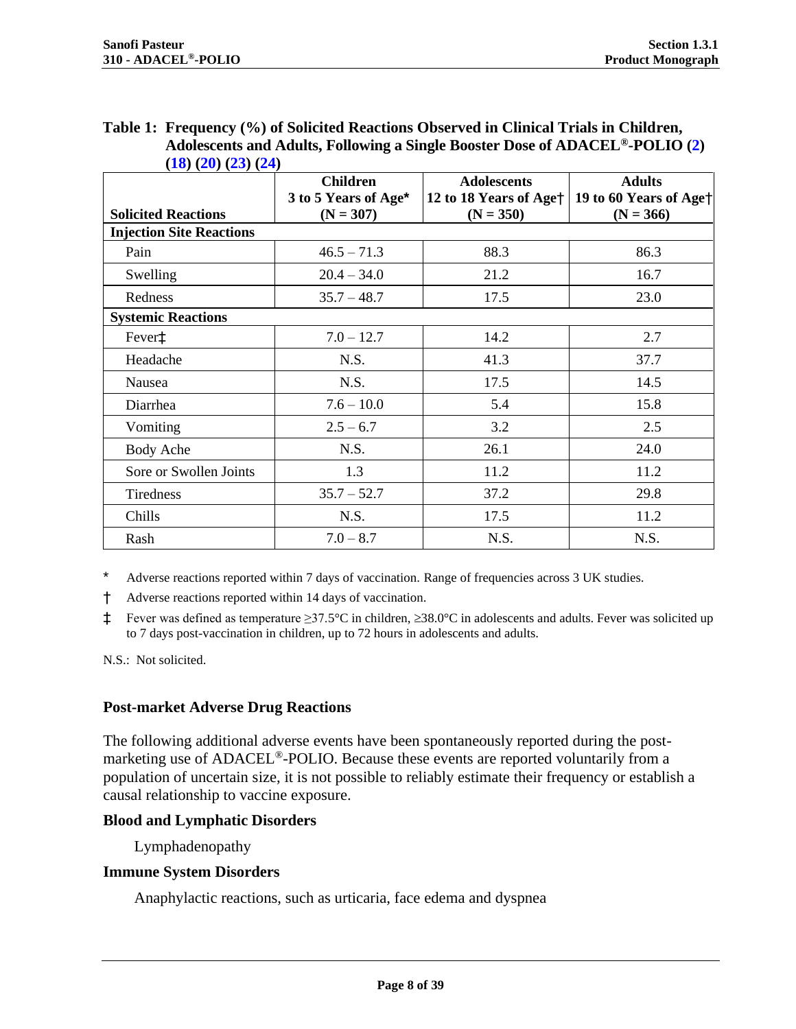**Table 1: Frequency (%) of Solicited Reactions Observed in Clinical Trials in Children, Adolescents and Adults, Following a Single Booster Dose of ADACEL®-POLIO (2) (18) (20) (23) (24)**

| Solicited Reactions | Children 3 to 5 Years of Age* (N = 307) | Adolescents 12 to 18 Years of Age† (N = 350) | Adults 19 to 60 Years of Age† (N = 366) |
|---|---|---|---|
| **Injection Site Reactions** | | | |
| Pain | 46.5 – 71.3 | 88.3 | 86.3 |
| Swelling | 20.4 – 34.0 | 21.2 | 16.7 |
| Redness | 35.7 – 48.7 | 17.5 | 23.0 |
| **Systemic Reactions** | | | |
| Fever‡ | 7.0 – 12.7 | 14.2 | 2.7 |
| Headache | N.S. | 41.3 | 37.7 |
| Nausea | N.S. | 17.5 | 14.5 |
| Diarrhea | 7.6 – 10.0 | 5.4 | 15.8 |
| Vomiting | 2.5 – 6.7 | 3.2 | 2.5 |
| Body Ache | N.S. | 26.1 | 24.0 |
| Sore or Swollen Joints | 1.3 | 11.2 | 11.2 |
| Tiredness | 35.7 – 52.7 | 37.2 | 29.8 |
| Chills | N.S. | 17.5 | 11.2 |
| Rash | 7.0 – 8.7 | N.S. | N.S. |

\* Adverse reactions reported within 7 days of vaccination. Range of frequencies across 3 UK studies.

† Adverse reactions reported within 14 days of vaccination.

‡ Fever was defined as temperature ≥37.5°C in children, ≥38.0°C in adolescents and adults. Fever was solicited up to 7 days post-vaccination in children, up to 72 hours in adolescents and adults.

N.S.: Not solicited.

### Post-market Adverse Drug Reactions

The following additional adverse events have been spontaneously reported during the post-marketing use of ADACEL®-POLIO. Because these events are reported voluntarily from a population of uncertain size, it is not possible to reliably estimate their frequency or establish a causal relationship to vaccine exposure.

**Blood and Lymphatic Disorders**

Lymphadenopathy

**Immune System Disorders**

Anaphylactic reactions, such as urticaria, face edema and dyspnea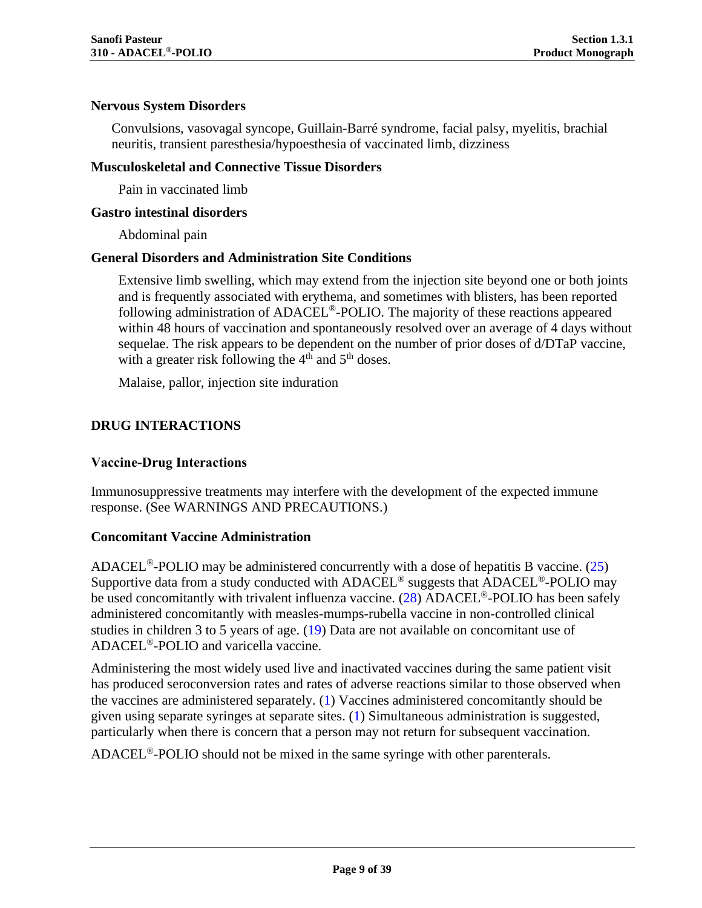**Nervous System Disorders**

Convulsions, vasovagal syncope, Guillain-Barré syndrome, facial palsy, myelitis, brachial neuritis, transient paresthesia/hypoesthesia of vaccinated limb, dizziness

**Musculoskeletal and Connective Tissue Disorders**

Pain in vaccinated limb

**Gastro intestinal disorders**

Abdominal pain

**General Disorders and Administration Site Conditions**

Extensive limb swelling, which may extend from the injection site beyond one or both joints and is frequently associated with erythema, and sometimes with blisters, has been reported following administration of ADACEL®-POLIO. The majority of these reactions appeared within 48 hours of vaccination and spontaneously resolved over an average of 4 days without sequelae. The risk appears to be dependent on the number of prior doses of d/DTaP vaccine, with a greater risk following the 4th and 5th doses.

Malaise, pallor, injection site induration

## DRUG INTERACTIONS

### Vaccine-Drug Interactions

Immunosuppressive treatments may interfere with the development of the expected immune response. (See WARNINGS AND PRECAUTIONS.)

### Concomitant Vaccine Administration

ADACEL®-POLIO may be administered concurrently with a dose of hepatitis B vaccine. (25) Supportive data from a study conducted with ADACEL® suggests that ADACEL®-POLIO may be used concomitantly with trivalent influenza vaccine. (28) ADACEL®-POLIO has been safely administered concomitantly with measles-mumps-rubella vaccine in non-controlled clinical studies in children 3 to 5 years of age. (19) Data are not available on concomitant use of ADACEL®-POLIO and varicella vaccine.

Administering the most widely used live and inactivated vaccines during the same patient visit has produced seroconversion rates and rates of adverse reactions similar to those observed when the vaccines are administered separately. (1) Vaccines administered concomitantly should be given using separate syringes at separate sites. (1) Simultaneous administration is suggested, particularly when there is concern that a person may not return for subsequent vaccination.

ADACEL®-POLIO should not be mixed in the same syringe with other parenterals.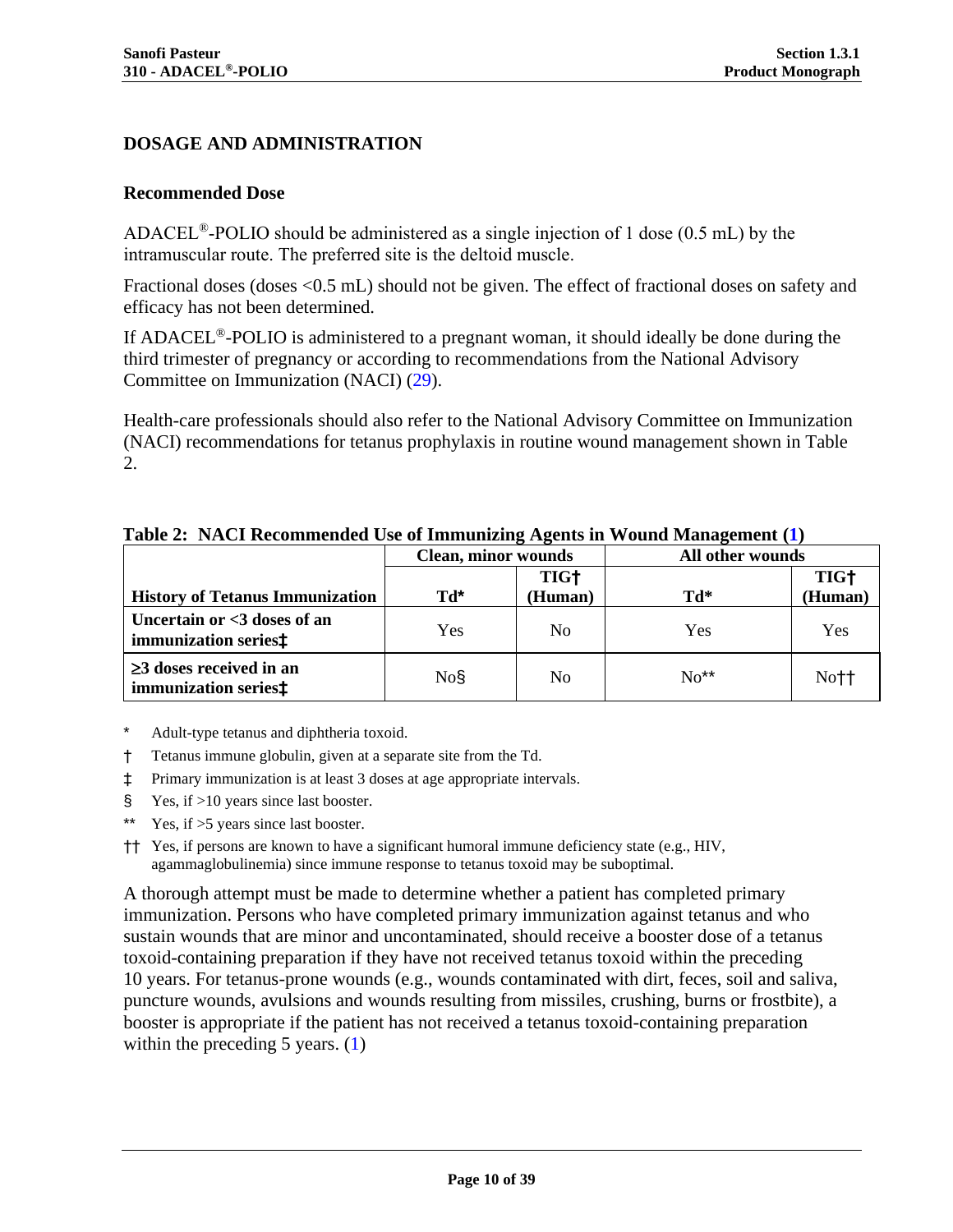## DOSAGE AND ADMINISTRATION

### Recommended Dose

ADACEL®-POLIO should be administered as a single injection of 1 dose (0.5 mL) by the intramuscular route. The preferred site is the deltoid muscle.

Fractional doses (doses <0.5 mL) should not be given. The effect of fractional doses on safety and efficacy has not been determined.

If ADACEL®-POLIO is administered to a pregnant woman, it should ideally be done during the third trimester of pregnancy or according to recommendations from the National Advisory Committee on Immunization (NACI) (29).

Health-care professionals should also refer to the National Advisory Committee on Immunization (NACI) recommendations for tetanus prophylaxis in routine wound management shown in Table 2.

**Table 2: NACI Recommended Use of Immunizing Agents in Wound Management (1)**

| | Clean, minor wounds | | All other wounds | |
|---|---|---|---|---|
| **History of Tetanus Immunization** | **Td*** | **TIG† (Human)** | **Td*** | **TIG† (Human)** |
| **Uncertain or <3 doses of an immunization series‡** | Yes | No | Yes | Yes |
| **≥3 doses received in an immunization series‡** | No§ | No | No** | No†† |

\* Adult-type tetanus and diphtheria toxoid.

† Tetanus immune globulin, given at a separate site from the Td.

‡ Primary immunization is at least 3 doses at age appropriate intervals.

§ Yes, if >10 years since last booster.

** Yes, if >5 years since last booster.

†† Yes, if persons are known to have a significant humoral immune deficiency state (e.g., HIV, agammaglobulinemia) since immune response to tetanus toxoid may be suboptimal.

A thorough attempt must be made to determine whether a patient has completed primary immunization. Persons who have completed primary immunization against tetanus and who sustain wounds that are minor and uncontaminated, should receive a booster dose of a tetanus toxoid-containing preparation if they have not received tetanus toxoid within the preceding 10 years. For tetanus-prone wounds (e.g., wounds contaminated with dirt, feces, soil and saliva, puncture wounds, avulsions and wounds resulting from missiles, crushing, burns or frostbite), a booster is appropriate if the patient has not received a tetanus toxoid-containing preparation within the preceding 5 years. (1)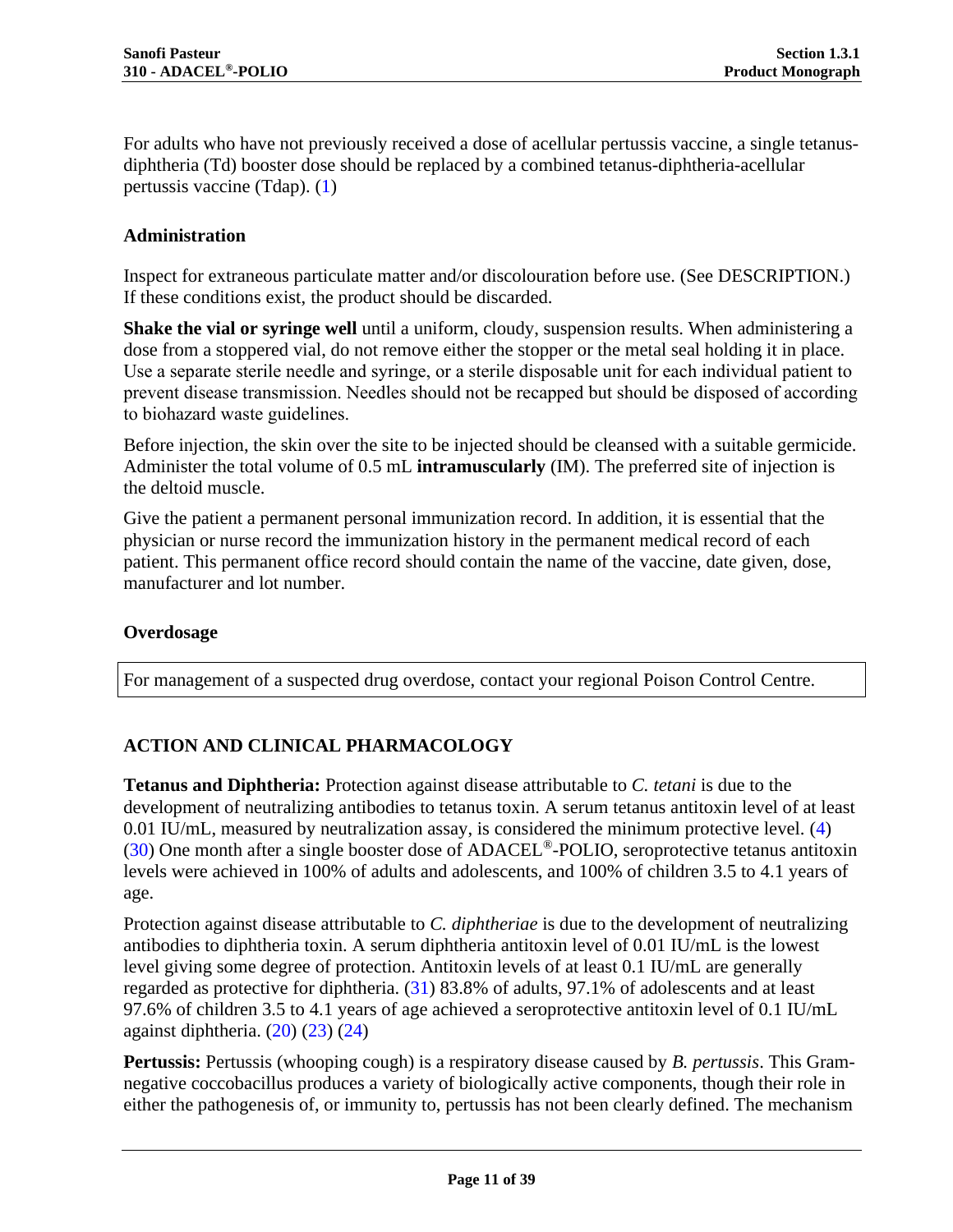For adults who have not previously received a dose of acellular pertussis vaccine, a single tetanus-diphtheria (Td) booster dose should be replaced by a combined tetanus-diphtheria-acellular pertussis vaccine (Tdap). (1)

### Administration

Inspect for extraneous particulate matter and/or discolouration before use. (See DESCRIPTION.) If these conditions exist, the product should be discarded.

**Shake the vial or syringe well** until a uniform, cloudy, suspension results. When administering a dose from a stoppered vial, do not remove either the stopper or the metal seal holding it in place. Use a separate sterile needle and syringe, or a sterile disposable unit for each individual patient to prevent disease transmission. Needles should not be recapped but should be disposed of according to biohazard waste guidelines.

Before injection, the skin over the site to be injected should be cleansed with a suitable germicide. Administer the total volume of 0.5 mL **intramuscularly** (IM). The preferred site of injection is the deltoid muscle.

Give the patient a permanent personal immunization record. In addition, it is essential that the physician or nurse record the immunization history in the permanent medical record of each patient. This permanent office record should contain the name of the vaccine, date given, dose, manufacturer and lot number.

### Overdosage

| For management of a suspected drug overdose, contact your regional Poison Control Centre. |
|---|

## ACTION AND CLINICAL PHARMACOLOGY

**Tetanus and Diphtheria:** Protection against disease attributable to *C. tetani* is due to the development of neutralizing antibodies to tetanus toxin. A serum tetanus antitoxin level of at least 0.01 IU/mL, measured by neutralization assay, is considered the minimum protective level. (4) (30) One month after a single booster dose of ADACEL®-POLIO, seroprotective tetanus antitoxin levels were achieved in 100% of adults and adolescents, and 100% of children 3.5 to 4.1 years of age.

Protection against disease attributable to *C. diphtheriae* is due to the development of neutralizing antibodies to diphtheria toxin. A serum diphtheria antitoxin level of 0.01 IU/mL is the lowest level giving some degree of protection. Antitoxin levels of at least 0.1 IU/mL are generally regarded as protective for diphtheria. (31) 83.8% of adults, 97.1% of adolescents and at least 97.6% of children 3.5 to 4.1 years of age achieved a seroprotective antitoxin level of 0.1 IU/mL against diphtheria. (20) (23) (24)

**Pertussis:** Pertussis (whooping cough) is a respiratory disease caused by *B. pertussis*. This Gram-negative coccobacillus produces a variety of biologically active components, though their role in either the pathogenesis of, or immunity to, pertussis has not been clearly defined. The mechanism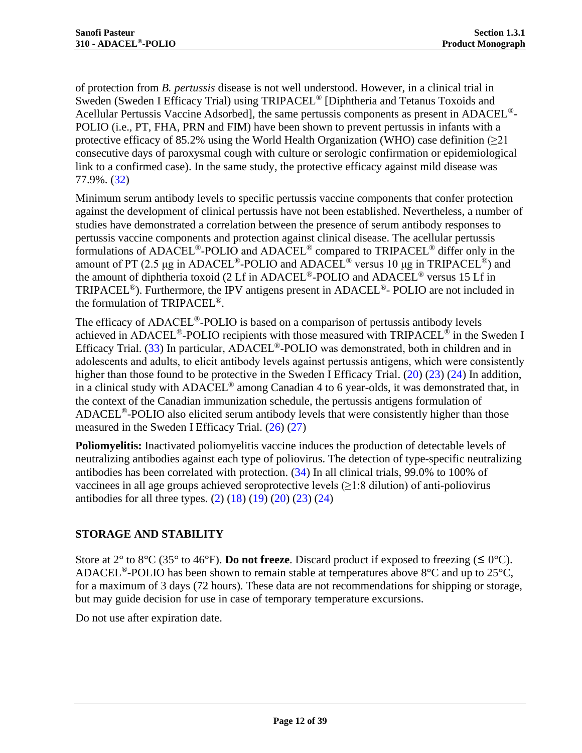of protection from *B. pertussis* disease is not well understood. However, in a clinical trial in Sweden (Sweden I Efficacy Trial) using TRIPACEL® [Diphtheria and Tetanus Toxoids and Acellular Pertussis Vaccine Adsorbed], the same pertussis components as present in ADACEL®-POLIO (i.e., PT, FHA, PRN and FIM) have been shown to prevent pertussis in infants with a protective efficacy of 85.2% using the World Health Organization (WHO) case definition (≥21 consecutive days of paroxysmal cough with culture or serologic confirmation or epidemiological link to a confirmed case). In the same study, the protective efficacy against mild disease was 77.9%. (32)

Minimum serum antibody levels to specific pertussis vaccine components that confer protection against the development of clinical pertussis have not been established. Nevertheless, a number of studies have demonstrated a correlation between the presence of serum antibody responses to pertussis vaccine components and protection against clinical disease. The acellular pertussis formulations of ADACEL®-POLIO and ADACEL® compared to TRIPACEL® differ only in the amount of PT (2.5 µg in ADACEL®-POLIO and ADACEL® versus 10 µg in TRIPACEL®) and the amount of diphtheria toxoid (2 Lf in ADACEL®-POLIO and ADACEL® versus 15 Lf in TRIPACEL®). Furthermore, the IPV antigens present in ADACEL®- POLIO are not included in the formulation of TRIPACEL®.

The efficacy of ADACEL®-POLIO is based on a comparison of pertussis antibody levels achieved in ADACEL®-POLIO recipients with those measured with TRIPACEL® in the Sweden I Efficacy Trial. (33) In particular, ADACEL®-POLIO was demonstrated, both in children and in adolescents and adults, to elicit antibody levels against pertussis antigens, which were consistently higher than those found to be protective in the Sweden I Efficacy Trial. (20) (23) (24) In addition, in a clinical study with ADACEL® among Canadian 4 to 6 year-olds, it was demonstrated that, in the context of the Canadian immunization schedule, the pertussis antigens formulation of ADACEL®-POLIO also elicited serum antibody levels that were consistently higher than those measured in the Sweden I Efficacy Trial. (26) (27)

**Poliomyelitis:** Inactivated poliomyelitis vaccine induces the production of detectable levels of neutralizing antibodies against each type of poliovirus. The detection of type-specific neutralizing antibodies has been correlated with protection. (34) In all clinical trials, 99.0% to 100% of vaccinees in all age groups achieved seroprotective levels (≥1:8 dilution) of anti-poliovirus antibodies for all three types. (2) (18) (19) (20) (23) (24)

## STORAGE AND STABILITY

Store at 2° to 8°C (35° to 46°F). **Do not freeze**. Discard product if exposed to freezing (≤ 0°C). ADACEL®-POLIO has been shown to remain stable at temperatures above 8°C and up to 25°C, for a maximum of 3 days (72 hours). These data are not recommendations for shipping or storage, but may guide decision for use in case of temporary temperature excursions.

Do not use after expiration date.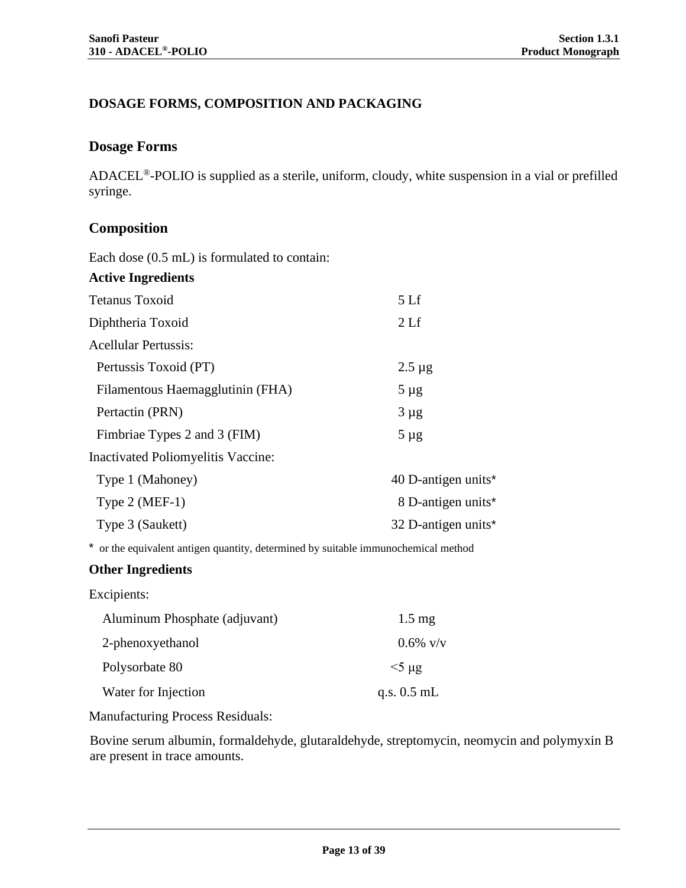## DOSAGE FORMS, COMPOSITION AND PACKAGING

### Dosage Forms

ADACEL®-POLIO is supplied as a sterile, uniform, cloudy, white suspension in a vial or prefilled syringe.

### Composition

Each dose (0.5 mL) is formulated to contain:

**Active Ingredients**

| | |
|---|---|
| Tetanus Toxoid | 5 Lf |
| Diphtheria Toxoid | 2 Lf |
| Acellular Pertussis: | |
| Pertussis Toxoid (PT) | 2.5 µg |
| Filamentous Haemagglutinin (FHA) | 5 µg |
| Pertactin (PRN) | 3 µg |
| Fimbriae Types 2 and 3 (FIM) | 5 µg |
| Inactivated Poliomyelitis Vaccine: | |
| Type 1 (Mahoney) | 40 D-antigen units* |
| Type 2 (MEF-1) | 8 D-antigen units* |
| Type 3 (Saukett) | 32 D-antigen units* |

\* or the equivalent antigen quantity, determined by suitable immunochemical method

**Other Ingredients**

Excipients:

| | |
|---|---|
| Aluminum Phosphate (adjuvant) | 1.5 mg |
| 2-phenoxyethanol | 0.6% v/v |
| Polysorbate 80 | <5 µg |
| Water for Injection | q.s. 0.5 mL |

Manufacturing Process Residuals:

Bovine serum albumin, formaldehyde, glutaraldehyde, streptomycin, neomycin and polymyxin B are present in trace amounts.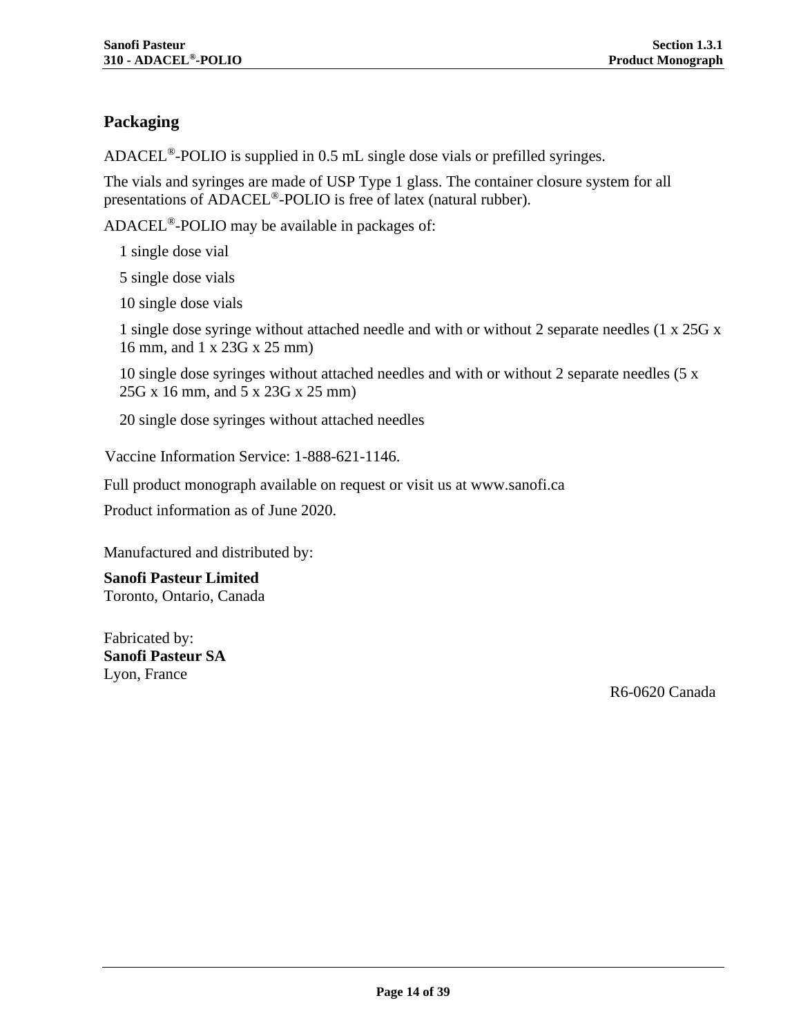## Packaging

ADACEL®-POLIO is supplied in 0.5 mL single dose vials or prefilled syringes.

The vials and syringes are made of USP Type 1 glass. The container closure system for all presentations of ADACEL®-POLIO is free of latex (natural rubber).

ADACEL®-POLIO may be available in packages of:

1 single dose vial

5 single dose vials

10 single dose vials

1 single dose syringe without attached needle and with or without 2 separate needles (1 x 25G x 16 mm, and 1 x 23G x 25 mm)

10 single dose syringes without attached needles and with or without 2 separate needles (5 x 25G x 16 mm, and 5 x 23G x 25 mm)

20 single dose syringes without attached needles

Vaccine Information Service: 1-888-621-1146.

Full product monograph available on request or visit us at www.sanofi.ca

Product information as of June 2020.

Manufactured and distributed by:

**Sanofi Pasteur Limited**
Toronto, Ontario, Canada

Fabricated by:
**Sanofi Pasteur SA**
Lyon, France

R6-0620 Canada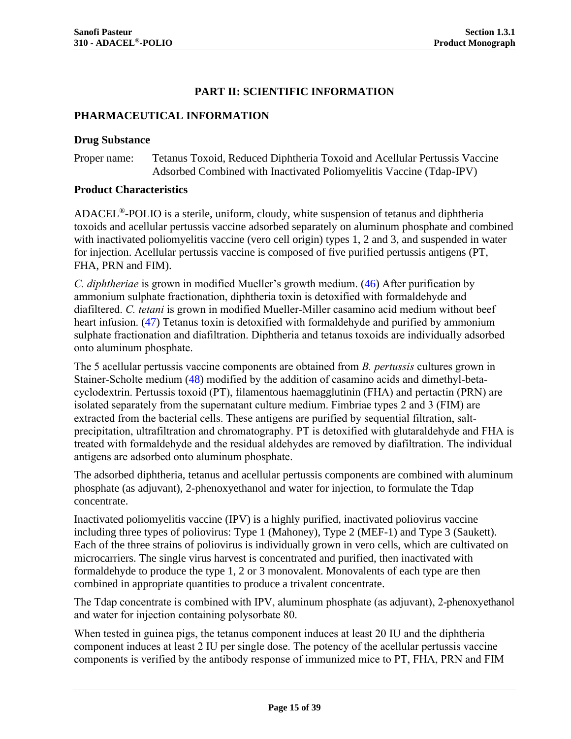# PART II: SCIENTIFIC INFORMATION

## PHARMACEUTICAL INFORMATION

### Drug Substance

Proper name: Tetanus Toxoid, Reduced Diphtheria Toxoid and Acellular Pertussis Vaccine Adsorbed Combined with Inactivated Poliomyelitis Vaccine (Tdap-IPV)

### Product Characteristics

ADACEL®-POLIO is a sterile, uniform, cloudy, white suspension of tetanus and diphtheria toxoids and acellular pertussis vaccine adsorbed separately on aluminum phosphate and combined with inactivated poliomyelitis vaccine (vero cell origin) types 1, 2 and 3, and suspended in water for injection. Acellular pertussis vaccine is composed of five purified pertussis antigens (PT, FHA, PRN and FIM).

*C. diphtheriae* is grown in modified Mueller's growth medium. (46) After purification by ammonium sulphate fractionation, diphtheria toxin is detoxified with formaldehyde and diafiltered. *C. tetani* is grown in modified Mueller-Miller casamino acid medium without beef heart infusion. (47) Tetanus toxin is detoxified with formaldehyde and purified by ammonium sulphate fractionation and diafiltration. Diphtheria and tetanus toxoids are individually adsorbed onto aluminum phosphate.

The 5 acellular pertussis vaccine components are obtained from *B. pertussis* cultures grown in Stainer-Scholte medium (48) modified by the addition of casamino acids and dimethyl-beta-cyclodextrin. Pertussis toxoid (PT), filamentous haemagglutinin (FHA) and pertactin (PRN) are isolated separately from the supernatant culture medium. Fimbriae types 2 and 3 (FIM) are extracted from the bacterial cells. These antigens are purified by sequential filtration, salt-precipitation, ultrafiltration and chromatography. PT is detoxified with glutaraldehyde and FHA is treated with formaldehyde and the residual aldehydes are removed by diafiltration. The individual antigens are adsorbed onto aluminum phosphate.

The adsorbed diphtheria, tetanus and acellular pertussis components are combined with aluminum phosphate (as adjuvant), 2-phenoxyethanol and water for injection, to formulate the Tdap concentrate.

Inactivated poliomyelitis vaccine (IPV) is a highly purified, inactivated poliovirus vaccine including three types of poliovirus: Type 1 (Mahoney), Type 2 (MEF-1) and Type 3 (Saukett). Each of the three strains of poliovirus is individually grown in vero cells, which are cultivated on microcarriers. The single virus harvest is concentrated and purified, then inactivated with formaldehyde to produce the type 1, 2 or 3 monovalent. Monovalents of each type are then combined in appropriate quantities to produce a trivalent concentrate.

The Tdap concentrate is combined with IPV, aluminum phosphate (as adjuvant), 2-phenoxyethanol and water for injection containing polysorbate 80.

When tested in guinea pigs, the tetanus component induces at least 20 IU and the diphtheria component induces at least 2 IU per single dose. The potency of the acellular pertussis vaccine components is verified by the antibody response of immunized mice to PT, FHA, PRN and FIM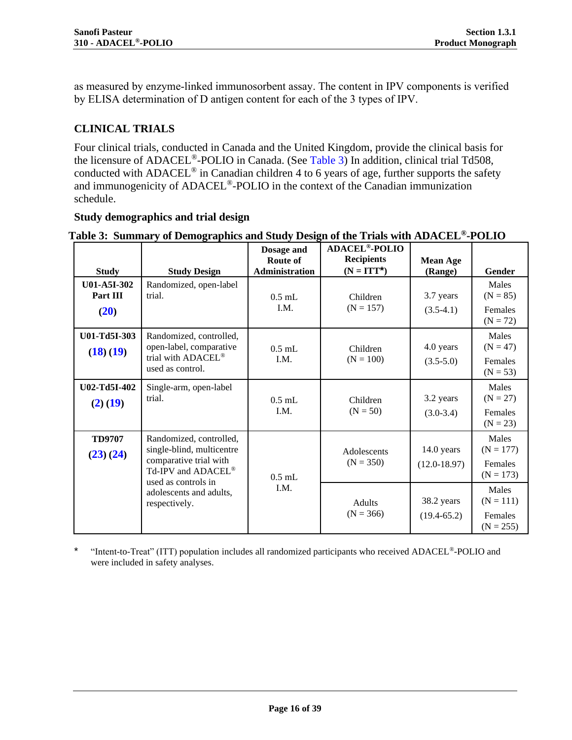as measured by enzyme-linked immunosorbent assay. The content in IPV components is verified by ELISA determination of D antigen content for each of the 3 types of IPV.

## CLINICAL TRIALS

Four clinical trials, conducted in Canada and the United Kingdom, provide the clinical basis for the licensure of ADACEL®-POLIO in Canada. (See Table 3) In addition, clinical trial Td508, conducted with ADACEL® in Canadian children 4 to 6 years of age, further supports the safety and immunogenicity of ADACEL®-POLIO in the context of the Canadian immunization schedule.

### Study demographics and trial design

**Table 3: Summary of Demographics and Study Design of the Trials with ADACEL®-POLIO**

| Study | Study Design | Dosage and Route of Administration | ADACEL®-POLIO Recipients (N = ITT*) | Mean Age (Range) | Gender |
|---|---|---|---|---|---|
| U01-A5I-302 Part III (20) | Randomized, open-label trial. | 0.5 mL I.M. | Children (N = 157) | 3.7 years (3.5-4.1) | Males (N = 85) Females (N = 72) |
| U01-Td5I-303 (18) (19) | Randomized, controlled, open-label, comparative trial with ADACEL® used as control. | 0.5 mL I.M. | Children (N = 100) | 4.0 years (3.5-5.0) | Males (N = 47) Females (N = 53) |
| U02-Td5I-402 (2) (19) | Single-arm, open-label trial. | 0.5 mL I.M. | Children (N = 50) | 3.2 years (3.0-3.4) | Males (N = 27) Females (N = 23) |
| TD9707 (23) (24) | Randomized, controlled, single-blind, multicentre comparative trial with Td-IPV and ADACEL® used as controls in adolescents and adults, respectively. | 0.5 mL I.M. | Adolescents (N = 350) | 14.0 years (12.0-18.97) | Males (N = 177) Females (N = 173) |
| | | | Adults (N = 366) | 38.2 years (19.4-65.2) | Males (N = 111) Females (N = 255) |

\* "Intent-to-Treat" (ITT) population includes all randomized participants who received ADACEL®-POLIO and were included in safety analyses.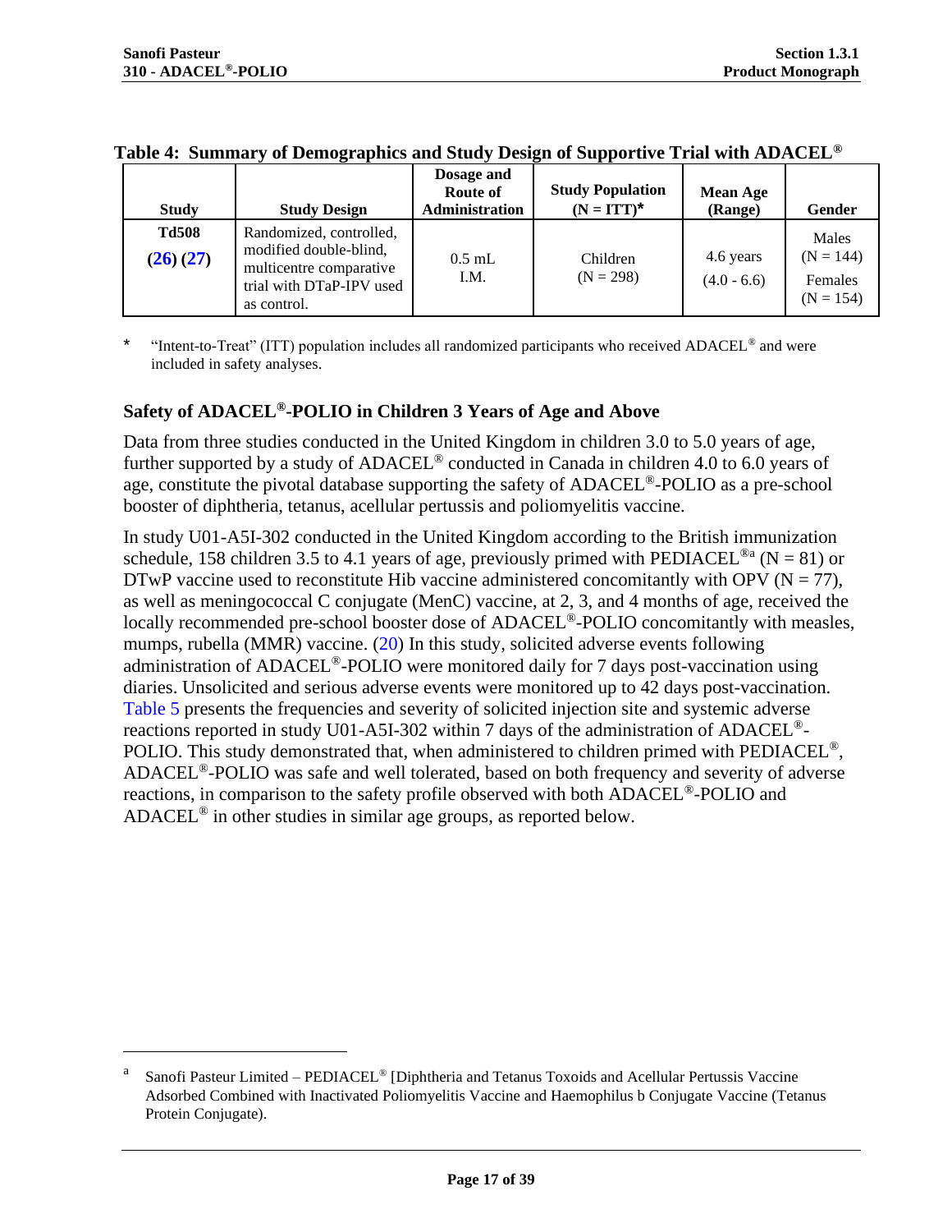**Table 4: Summary of Demographics and Study Design of Supportive Trial with ADACEL®**

| Study | Study Design | Dosage and Route of Administration | Study Population (N = ITT)* | Mean Age (Range) | Gender |
|---|---|---|---|---|---|
| **Td508** **(26) (27)** | Randomized, controlled, modified double-blind, multicentre comparative trial with DTaP-IPV used as control. | 0.5 mL I.M. | Children (N = 298) | 4.6 years (4.0 - 6.6) | Males (N = 144) Females (N = 154) |

\* "Intent-to-Treat" (ITT) population includes all randomized participants who received ADACEL® and were included in safety analyses.

### Safety of ADACEL®-POLIO in Children 3 Years of Age and Above

Data from three studies conducted in the United Kingdom in children 3.0 to 5.0 years of age, further supported by a study of ADACEL® conducted in Canada in children 4.0 to 6.0 years of age, constitute the pivotal database supporting the safety of ADACEL®-POLIO as a pre-school booster of diphtheria, tetanus, acellular pertussis and poliomyelitis vaccine.

In study U01-A5I-302 conducted in the United Kingdom according to the British immunization schedule, 158 children 3.5 to 4.1 years of age, previously primed with PEDIACEL®[a] (N = 81) or DTwP vaccine used to reconstitute Hib vaccine administered concomitantly with OPV (N = 77), as well as meningococcal C conjugate (MenC) vaccine, at 2, 3, and 4 months of age, received the locally recommended pre-school booster dose of ADACEL®-POLIO concomitantly with measles, mumps, rubella (MMR) vaccine. (20) In this study, solicited adverse events following administration of ADACEL®-POLIO were monitored daily for 7 days post-vaccination using diaries. Unsolicited and serious adverse events were monitored up to 42 days post-vaccination. Table 5 presents the frequencies and severity of solicited injection site and systemic adverse reactions reported in study U01-A5I-302 within 7 days of the administration of ADACEL®-POLIO. This study demonstrated that, when administered to children primed with PEDIACEL®, ADACEL®-POLIO was safe and well tolerated, based on both frequency and severity of adverse reactions, in comparison to the safety profile observed with both ADACEL®-POLIO and ADACEL® in other studies in similar age groups, as reported below.

---

[a] Sanofi Pasteur Limited – PEDIACEL® [Diphtheria and Tetanus Toxoids and Acellular Pertussis Vaccine Adsorbed Combined with Inactivated Poliomyelitis Vaccine and Haemophilus b Conjugate Vaccine (Tetanus Protein Conjugate).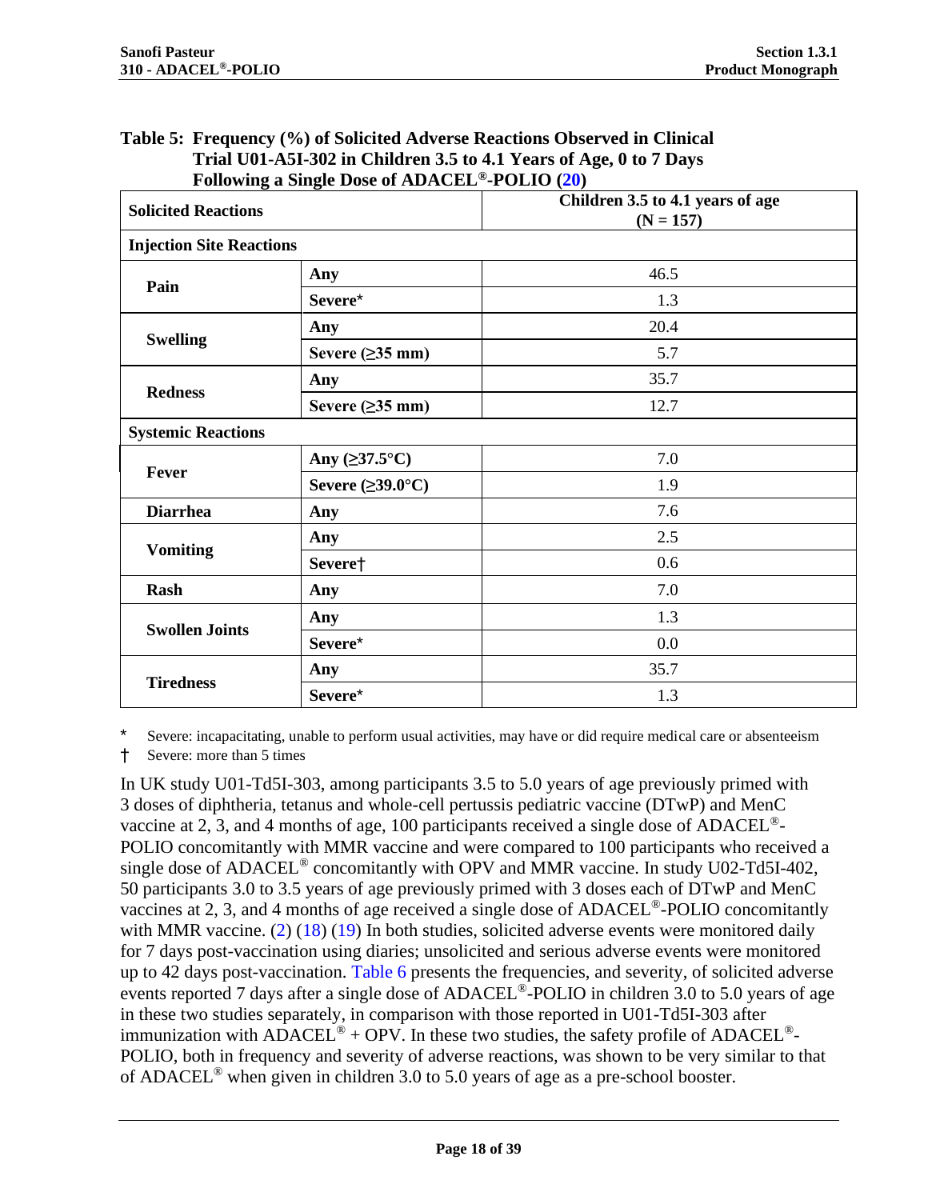**Table 5: Frequency (%) of Solicited Adverse Reactions Observed in Clinical Trial U01-A5I-302 in Children 3.5 to 4.1 Years of Age, 0 to 7 Days Following a Single Dose of ADACEL®-POLIO (20)**

| Solicited Reactions | | Children 3.5 to 4.1 years of age (N = 157) |
|---|---|---|
| **Injection Site Reactions** | | |
| **Pain** | **Any** | 46.5 |
| | **Severe*** | 1.3 |
| **Swelling** | **Any** | 20.4 |
| | **Severe (≥35 mm)** | 5.7 |
| **Redness** | **Any** | 35.7 |
| | **Severe (≥35 mm)** | 12.7 |
| **Systemic Reactions** | | |
| **Fever** | **Any (≥37.5°C)** | 7.0 |
| | **Severe (≥39.0°C)** | 1.9 |
| **Diarrhea** | **Any** | 7.6 |
| **Vomiting** | **Any** | 2.5 |
| | **Severe†** | 0.6 |
| **Rash** | **Any** | 7.0 |
| **Swollen Joints** | **Any** | 1.3 |
| | **Severe*** | 0.0 |
| **Tiredness** | **Any** | 35.7 |
| | **Severe*** | 1.3 |

\* Severe: incapacitating, unable to perform usual activities, may have or did require medical care or absenteeism

† Severe: more than 5 times

In UK study U01-Td5I-303, among participants 3.5 to 5.0 years of age previously primed with 3 doses of diphtheria, tetanus and whole-cell pertussis pediatric vaccine (DTwP) and MenC vaccine at 2, 3, and 4 months of age, 100 participants received a single dose of ADACEL®-POLIO concomitantly with MMR vaccine and were compared to 100 participants who received a single dose of ADACEL® concomitantly with OPV and MMR vaccine. In study U02-Td5I-402, 50 participants 3.0 to 3.5 years of age previously primed with 3 doses each of DTwP and MenC vaccines at 2, 3, and 4 months of age received a single dose of ADACEL®-POLIO concomitantly with MMR vaccine. (2) (18) (19) In both studies, solicited adverse events were monitored daily for 7 days post-vaccination using diaries; unsolicited and serious adverse events were monitored up to 42 days post-vaccination. Table 6 presents the frequencies, and severity, of solicited adverse events reported 7 days after a single dose of ADACEL®-POLIO in children 3.0 to 5.0 years of age in these two studies separately, in comparison with those reported in U01-Td5I-303 after immunization with ADACEL® + OPV. In these two studies, the safety profile of ADACEL®-POLIO, both in frequency and severity of adverse reactions, was shown to be very similar to that of ADACEL® when given in children 3.0 to 5.0 years of age as a pre-school booster.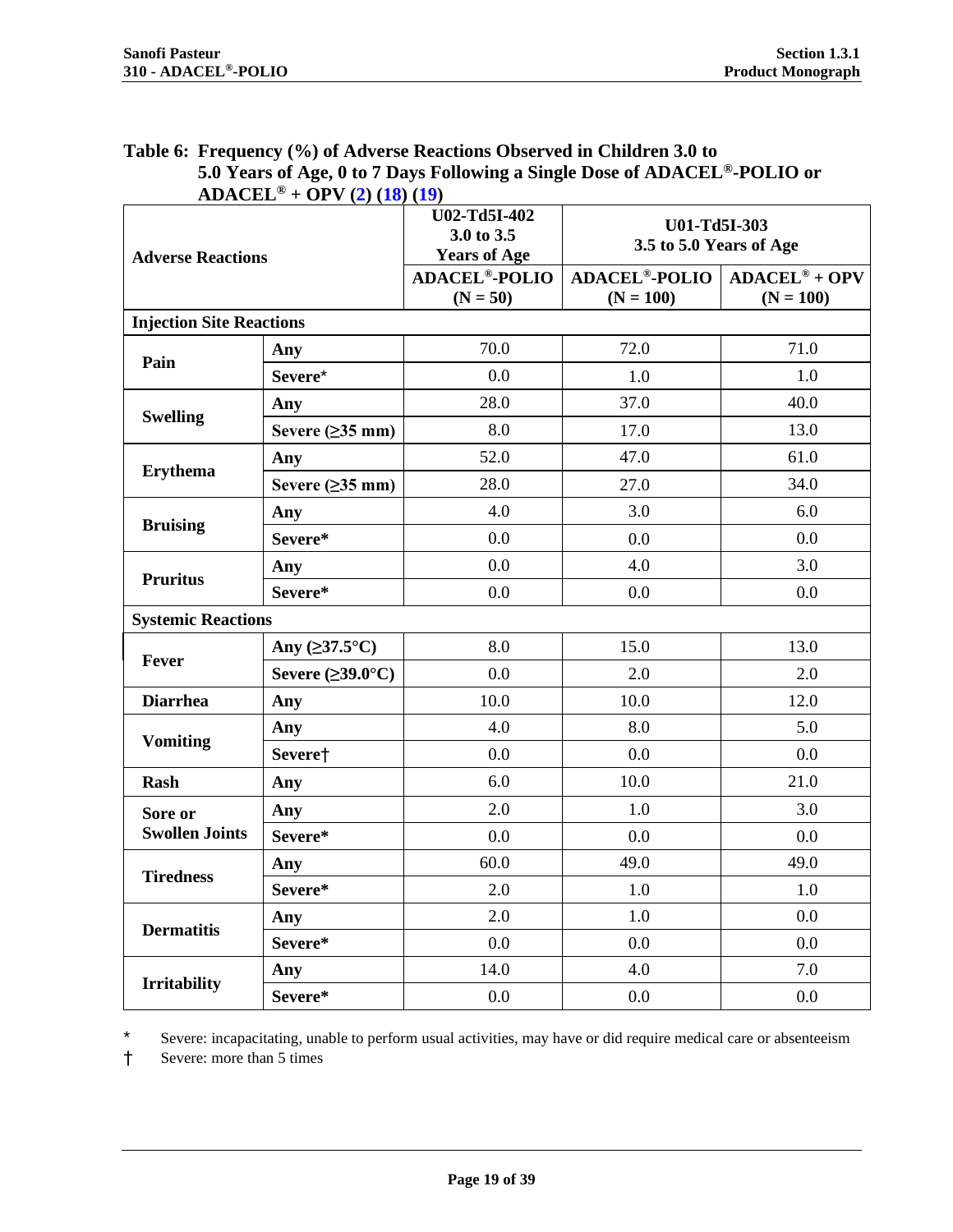**Table 6: Frequency (%) of Adverse Reactions Observed in Children 3.0 to 5.0 Years of Age, 0 to 7 Days Following a Single Dose of ADACEL®-POLIO or ADACEL® + OPV (2) (18) (19)**

| Adverse Reactions | | U02-Td5I-402 3.0 to 3.5 Years of Age | U01-Td5I-303 3.5 to 5.0 Years of Age | |
|---|---|---|---|---|
| | | ADACEL®-POLIO (N = 50) | ADACEL®-POLIO (N = 100) | ADACEL® + OPV (N = 100) |
| **Injection Site Reactions** | | | | |
| **Pain** | **Any** | 70.0 | 72.0 | 71.0 |
| | **Severe*** | 0.0 | 1.0 | 1.0 |
| **Swelling** | **Any** | 28.0 | 37.0 | 40.0 |
| | **Severe (≥35 mm)** | 8.0 | 17.0 | 13.0 |
| **Erythema** | **Any** | 52.0 | 47.0 | 61.0 |
| | **Severe (≥35 mm)** | 28.0 | 27.0 | 34.0 |
| **Bruising** | **Any** | 4.0 | 3.0 | 6.0 |
| | **Severe*** | 0.0 | 0.0 | 0.0 |
| **Pruritus** | **Any** | 0.0 | 4.0 | 3.0 |
| | **Severe*** | 0.0 | 0.0 | 0.0 |
| **Systemic Reactions** | | | | |
| **Fever** | **Any (≥37.5°C)** | 8.0 | 15.0 | 13.0 |
| | **Severe (≥39.0°C)** | 0.0 | 2.0 | 2.0 |
| **Diarrhea** | **Any** | 10.0 | 10.0 | 12.0 |
| **Vomiting** | **Any** | 4.0 | 8.0 | 5.0 |
| | **Severe†** | 0.0 | 0.0 | 0.0 |
| **Rash** | **Any** | 6.0 | 10.0 | 21.0 |
| **Sore or Swollen Joints** | **Any** | 2.0 | 1.0 | 3.0 |
| | **Severe*** | 0.0 | 0.0 | 0.0 |
| **Tiredness** | **Any** | 60.0 | 49.0 | 49.0 |
| | **Severe*** | 2.0 | 1.0 | 1.0 |
| **Dermatitis** | **Any** | 2.0 | 1.0 | 0.0 |
| | **Severe*** | 0.0 | 0.0 | 0.0 |
| **Irritability** | **Any** | 14.0 | 4.0 | 7.0 |
| | **Severe*** | 0.0 | 0.0 | 0.0 |

\* Severe: incapacitating, unable to perform usual activities, may have or did require medical care or absenteeism

† Severe: more than 5 times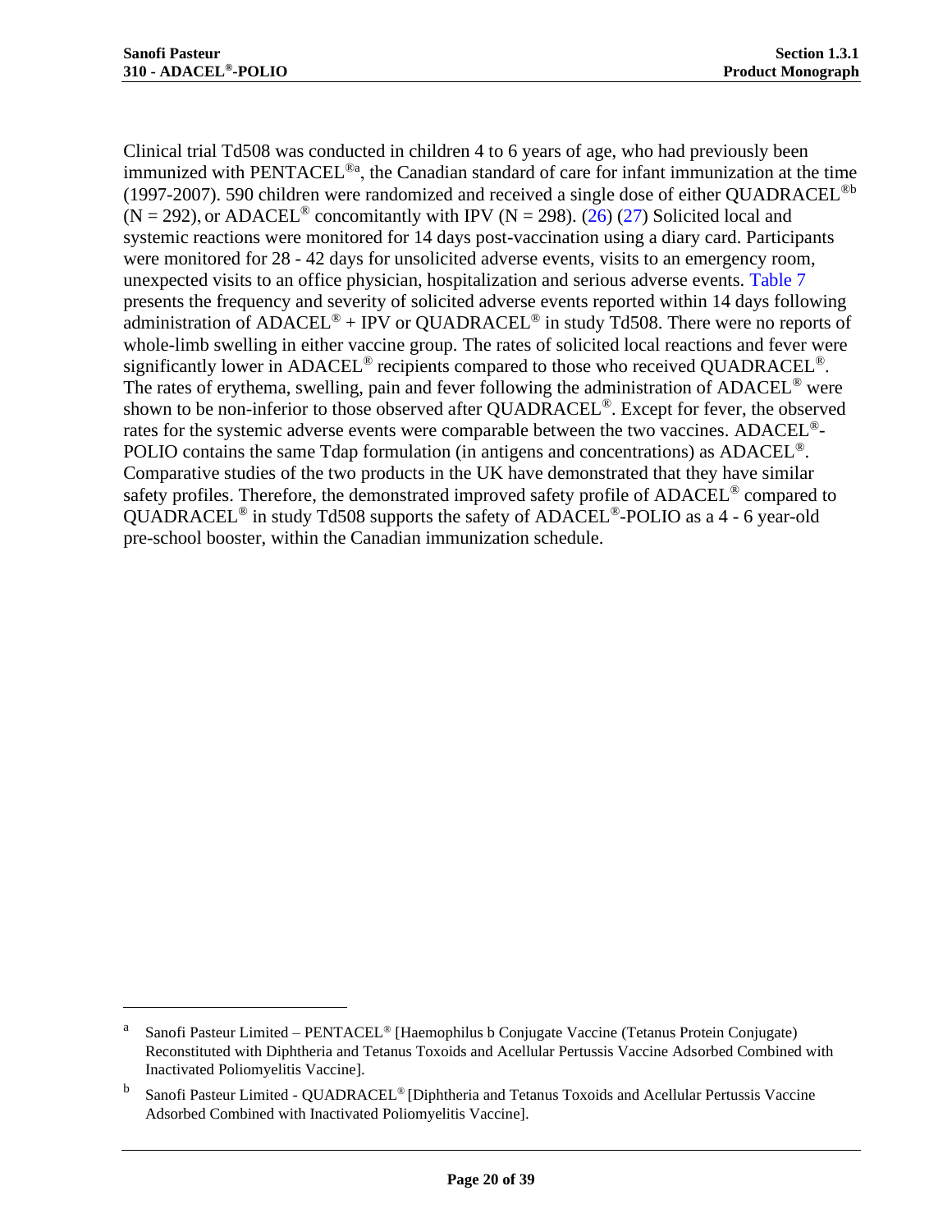Clinical trial Td508 was conducted in children 4 to 6 years of age, who had previously been immunized with PENTACEL®[a], the Canadian standard of care for infant immunization at the time (1997-2007). 590 children were randomized and received a single dose of either QUADRACEL®[b] (N = 292), or ADACEL® concomitantly with IPV (N = 298). (26) (27) Solicited local and systemic reactions were monitored for 14 days post-vaccination using a diary card. Participants were monitored for 28 - 42 days for unsolicited adverse events, visits to an emergency room, unexpected visits to an office physician, hospitalization and serious adverse events. Table 7 presents the frequency and severity of solicited adverse events reported within 14 days following administration of ADACEL® + IPV or QUADRACEL® in study Td508. There were no reports of whole-limb swelling in either vaccine group. The rates of solicited local reactions and fever were significantly lower in ADACEL® recipients compared to those who received QUADRACEL®. The rates of erythema, swelling, pain and fever following the administration of ADACEL® were shown to be non-inferior to those observed after QUADRACEL®. Except for fever, the observed rates for the systemic adverse events were comparable between the two vaccines. ADACEL®-POLIO contains the same Tdap formulation (in antigens and concentrations) as ADACEL®. Comparative studies of the two products in the UK have demonstrated that they have similar safety profiles. Therefore, the demonstrated improved safety profile of ADACEL® compared to QUADRACEL® in study Td508 supports the safety of ADACEL®-POLIO as a 4 - 6 year-old pre-school booster, within the Canadian immunization schedule.

---

[a] Sanofi Pasteur Limited – PENTACEL® [Haemophilus b Conjugate Vaccine (Tetanus Protein Conjugate) Reconstituted with Diphtheria and Tetanus Toxoids and Acellular Pertussis Vaccine Adsorbed Combined with Inactivated Poliomyelitis Vaccine].

[b] Sanofi Pasteur Limited - QUADRACEL® [Diphtheria and Tetanus Toxoids and Acellular Pertussis Vaccine Adsorbed Combined with Inactivated Poliomyelitis Vaccine].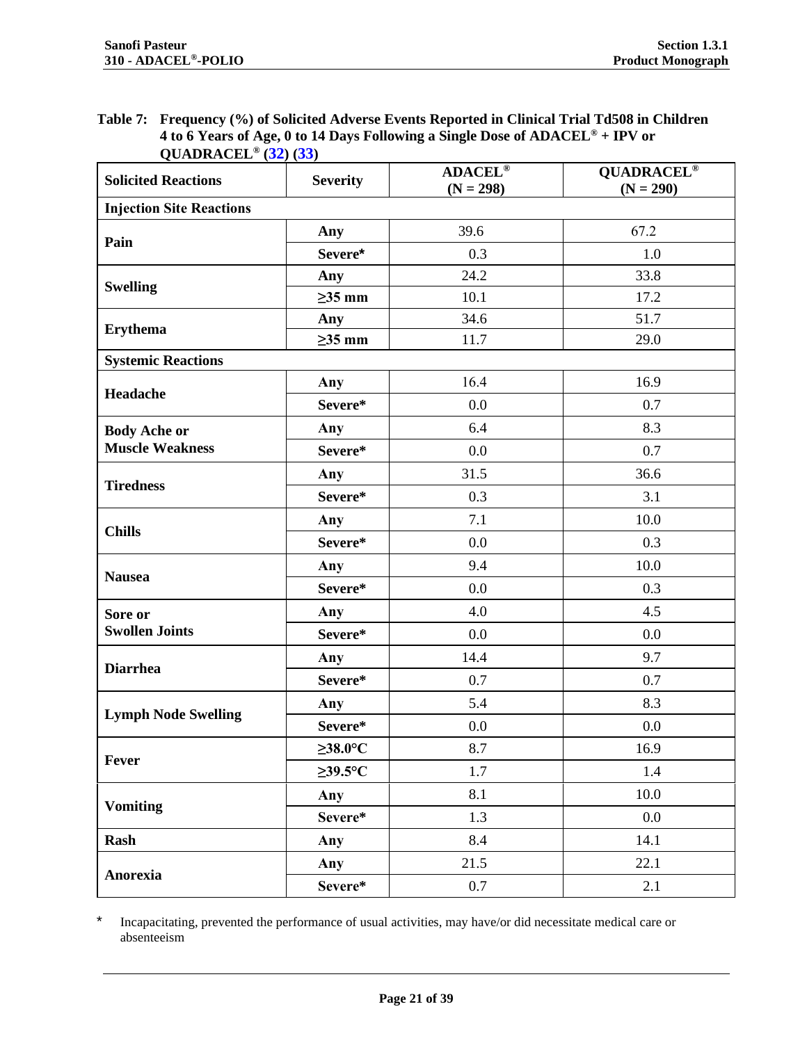**Table 7: Frequency (%) of Solicited Adverse Events Reported in Clinical Trial Td508 in Children 4 to 6 Years of Age, 0 to 14 Days Following a Single Dose of ADACEL® + IPV or QUADRACEL® (32) (33)**

| Solicited Reactions | Severity | ADACEL® (N = 298) | QUADRACEL® (N = 290) |
|---|---|---|---|
| **Injection Site Reactions** | | | |
| Pain | Any | 39.6 | 67.2 |
| | Severe* | 0.3 | 1.0 |
| Swelling | Any | 24.2 | 33.8 |
| | ≥35 mm | 10.1 | 17.2 |
| Erythema | Any | 34.6 | 51.7 |
| | ≥35 mm | 11.7 | 29.0 |
| **Systemic Reactions** | | | |
| Headache | Any | 16.4 | 16.9 |
| | Severe* | 0.0 | 0.7 |
| Body Ache or Muscle Weakness | Any | 6.4 | 8.3 |
| | Severe* | 0.0 | 0.7 |
| Tiredness | Any | 31.5 | 36.6 |
| | Severe* | 0.3 | 3.1 |
| Chills | Any | 7.1 | 10.0 |
| | Severe* | 0.0 | 0.3 |
| Nausea | Any | 9.4 | 10.0 |
| | Severe* | 0.0 | 0.3 |
| Sore or Swollen Joints | Any | 4.0 | 4.5 |
| | Severe* | 0.0 | 0.0 |
| Diarrhea | Any | 14.4 | 9.7 |
| | Severe* | 0.7 | 0.7 |
| Lymph Node Swelling | Any | 5.4 | 8.3 |
| | Severe* | 0.0 | 0.0 |
| Fever | ≥38.0°C | 8.7 | 16.9 |
| | ≥39.5°C | 1.7 | 1.4 |
| Vomiting | Any | 8.1 | 10.0 |
| | Severe* | 1.3 | 0.0 |
| Rash | Any | 8.4 | 14.1 |
| Anorexia | Any | 21.5 | 22.1 |
| | Severe* | 0.7 | 2.1 |

\* Incapacitating, prevented the performance of usual activities, may have/or did necessitate medical care or absenteeism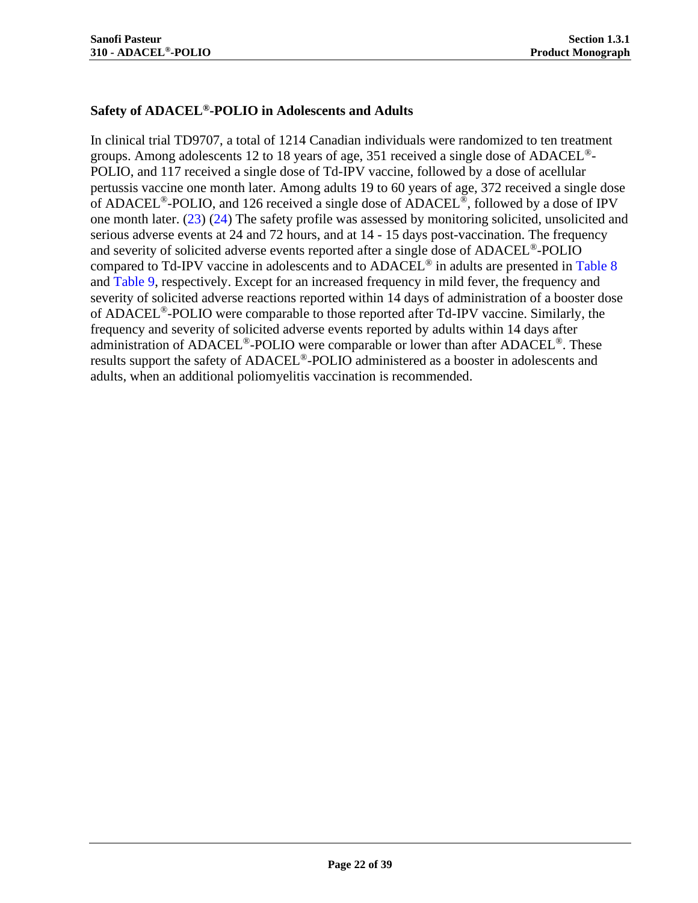### Safety of ADACEL®-POLIO in Adolescents and Adults

In clinical trial TD9707, a total of 1214 Canadian individuals were randomized to ten treatment groups. Among adolescents 12 to 18 years of age, 351 received a single dose of ADACEL®-POLIO, and 117 received a single dose of Td-IPV vaccine, followed by a dose of acellular pertussis vaccine one month later. Among adults 19 to 60 years of age, 372 received a single dose of ADACEL®-POLIO, and 126 received a single dose of ADACEL®, followed by a dose of IPV one month later. (23) (24) The safety profile was assessed by monitoring solicited, unsolicited and serious adverse events at 24 and 72 hours, and at 14 - 15 days post-vaccination. The frequency and severity of solicited adverse events reported after a single dose of ADACEL®-POLIO compared to Td-IPV vaccine in adolescents and to ADACEL® in adults are presented in Table 8 and Table 9, respectively. Except for an increased frequency in mild fever, the frequency and severity of solicited adverse reactions reported within 14 days of administration of a booster dose of ADACEL®-POLIO were comparable to those reported after Td-IPV vaccine. Similarly, the frequency and severity of solicited adverse events reported by adults within 14 days after administration of ADACEL®-POLIO were comparable or lower than after ADACEL®. These results support the safety of ADACEL®-POLIO administered as a booster in adolescents and adults, when an additional poliomyelitis vaccination is recommended.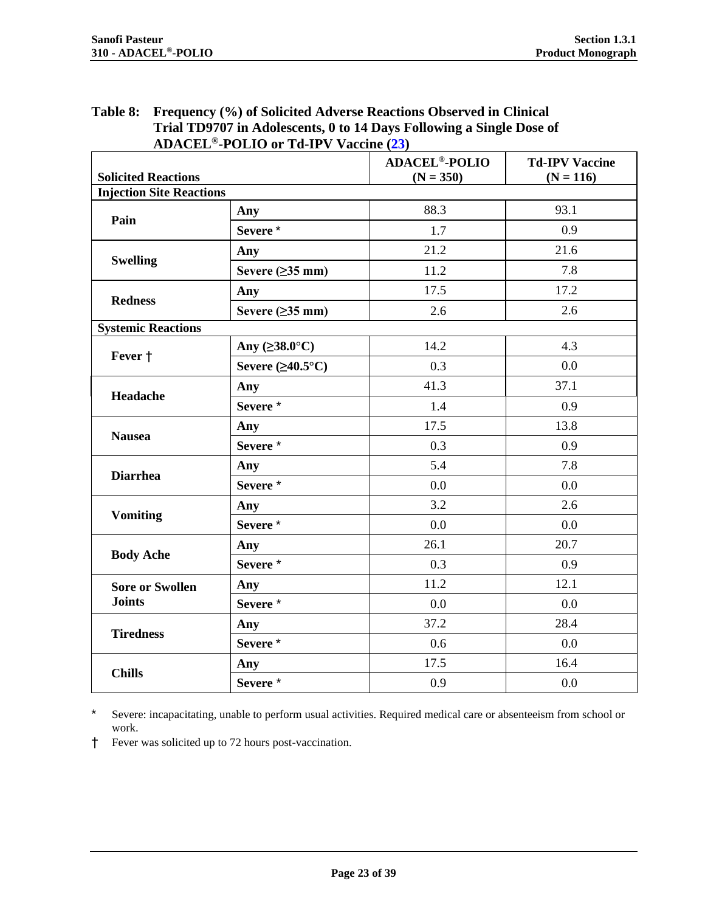**Table 8: Frequency (%) of Solicited Adverse Reactions Observed in Clinical Trial TD9707 in Adolescents, 0 to 14 Days Following a Single Dose of ADACEL®-POLIO or Td-IPV Vaccine (23)**

| Solicited Reactions | | ADACEL®-POLIO (N = 350) | Td-IPV Vaccine (N = 116) |
|---|---|---|---|
| **Injection Site Reactions** | | | |
| **Pain** | **Any** | 88.3 | 93.1 |
| | **Severe** * | 1.7 | 0.9 |
| **Swelling** | **Any** | 21.2 | 21.6 |
| | **Severe (≥35 mm)** | 11.2 | 7.8 |
| **Redness** | **Any** | 17.5 | 17.2 |
| | **Severe (≥35 mm)** | 2.6 | 2.6 |
| **Systemic Reactions** | | | |
| **Fever †** | **Any (≥38.0°C)** | 14.2 | 4.3 |
| | **Severe (≥40.5°C)** | 0.3 | 0.0 |
| **Headache** | **Any** | 41.3 | 37.1 |
| | **Severe** * | 1.4 | 0.9 |
| **Nausea** | **Any** | 17.5 | 13.8 |
| | **Severe** * | 0.3 | 0.9 |
| **Diarrhea** | **Any** | 5.4 | 7.8 |
| | **Severe** * | 0.0 | 0.0 |
| **Vomiting** | **Any** | 3.2 | 2.6 |
| | **Severe** * | 0.0 | 0.0 |
| **Body Ache** | **Any** | 26.1 | 20.7 |
| | **Severe** * | 0.3 | 0.9 |
| **Sore or Swollen Joints** | **Any** | 11.2 | 12.1 |
| | **Severe** * | 0.0 | 0.0 |
| **Tiredness** | **Any** | 37.2 | 28.4 |
| | **Severe** * | 0.6 | 0.0 |
| **Chills** | **Any** | 17.5 | 16.4 |
| | **Severe** * | 0.9 | 0.0 |

\* Severe: incapacitating, unable to perform usual activities. Required medical care or absenteeism from school or work.

† Fever was solicited up to 72 hours post-vaccination.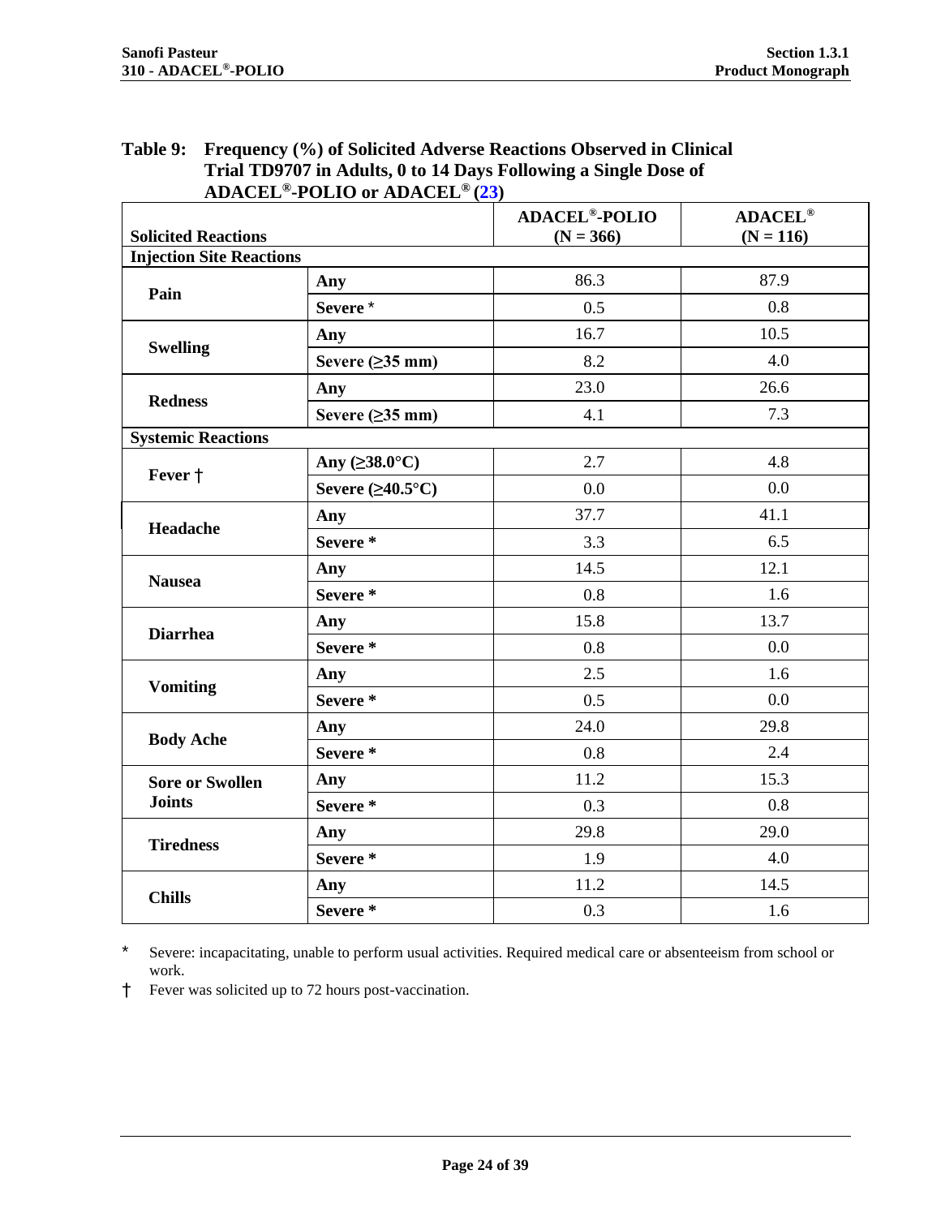**Table 9: Frequency (%) of Solicited Adverse Reactions Observed in Clinical Trial TD9707 in Adults, 0 to 14 Days Following a Single Dose of ADACEL®-POLIO or ADACEL® (23)**

| Solicited Reactions | | ADACEL®-POLIO (N = 366) | ADACEL® (N = 116) |
|---|---|---|---|
| **Injection Site Reactions** | | | |
| **Pain** | **Any** | 86.3 | 87.9 |
| | **Severe** * | 0.5 | 0.8 |
| **Swelling** | **Any** | 16.7 | 10.5 |
| | **Severe (≥35 mm)** | 8.2 | 4.0 |
| **Redness** | **Any** | 23.0 | 26.6 |
| | **Severe (≥35 mm)** | 4.1 | 7.3 |
| **Systemic Reactions** | | | |
| **Fever †** | **Any (≥38.0°C)** | 2.7 | 4.8 |
| | **Severe (≥40.5°C)** | 0.0 | 0.0 |
| **Headache** | **Any** | 37.7 | 41.1 |
| | **Severe** * | 3.3 | 6.5 |
| **Nausea** | **Any** | 14.5 | 12.1 |
| | **Severe** * | 0.8 | 1.6 |
| **Diarrhea** | **Any** | 15.8 | 13.7 |
| | **Severe** * | 0.8 | 0.0 |
| **Vomiting** | **Any** | 2.5 | 1.6 |
| | **Severe** * | 0.5 | 0.0 |
| **Body Ache** | **Any** | 24.0 | 29.8 |
| | **Severe** * | 0.8 | 2.4 |
| **Sore or Swollen Joints** | **Any** | 11.2 | 15.3 |
| | **Severe** * | 0.3 | 0.8 |
| **Tiredness** | **Any** | 29.8 | 29.0 |
| | **Severe** * | 1.9 | 4.0 |
| **Chills** | **Any** | 11.2 | 14.5 |
| | **Severe** * | 0.3 | 1.6 |

\* Severe: incapacitating, unable to perform usual activities. Required medical care or absenteeism from school or work.

† Fever was solicited up to 72 hours post-vaccination.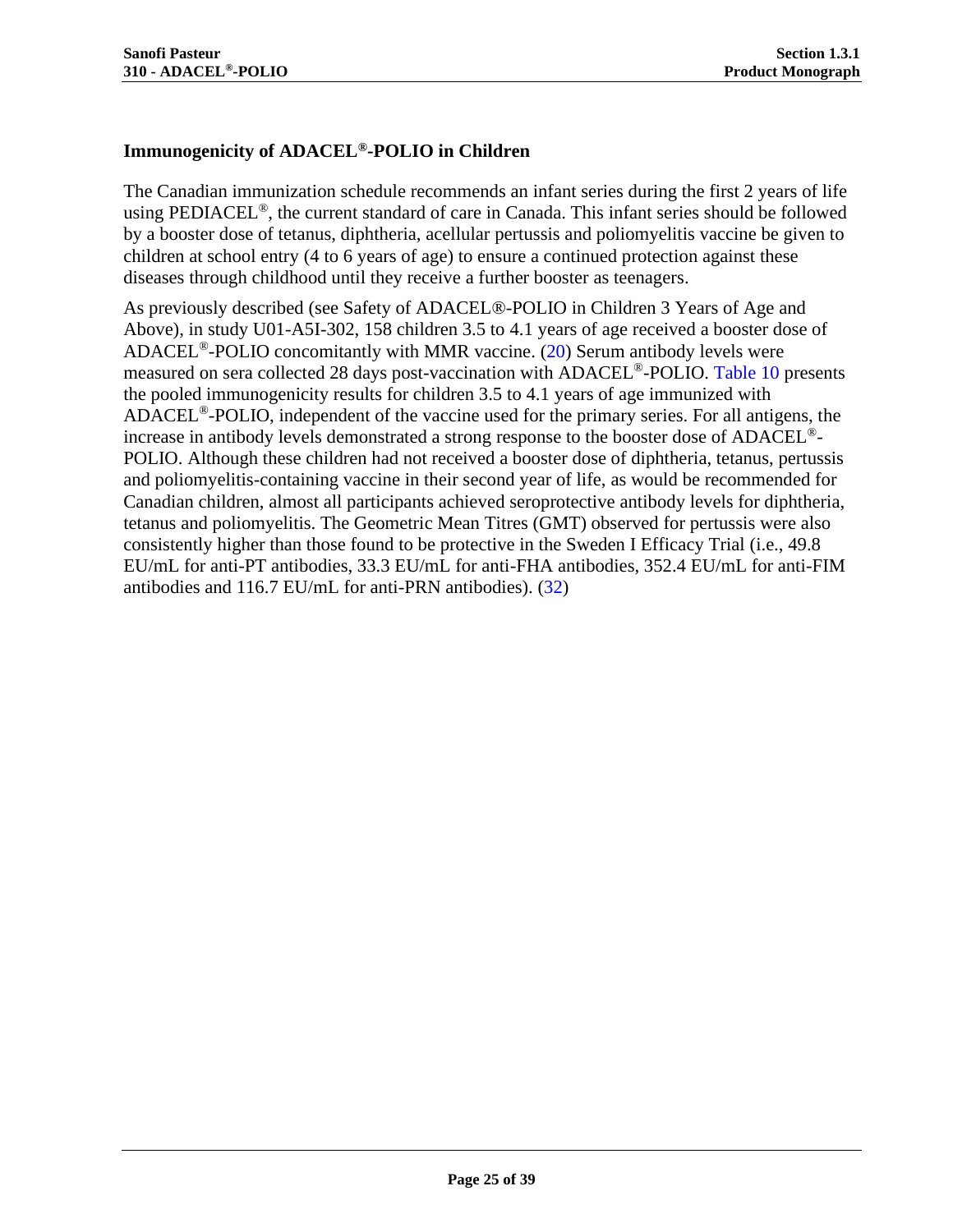### Immunogenicity of ADACEL®-POLIO in Children

The Canadian immunization schedule recommends an infant series during the first 2 years of life using PEDIACEL®, the current standard of care in Canada. This infant series should be followed by a booster dose of tetanus, diphtheria, acellular pertussis and poliomyelitis vaccine be given to children at school entry (4 to 6 years of age) to ensure a continued protection against these diseases through childhood until they receive a further booster as teenagers.

As previously described (see Safety of ADACEL®-POLIO in Children 3 Years of Age and Above), in study U01-A5I-302, 158 children 3.5 to 4.1 years of age received a booster dose of ADACEL®-POLIO concomitantly with MMR vaccine. (20) Serum antibody levels were measured on sera collected 28 days post-vaccination with ADACEL®-POLIO. Table 10 presents the pooled immunogenicity results for children 3.5 to 4.1 years of age immunized with ADACEL®-POLIO, independent of the vaccine used for the primary series. For all antigens, the increase in antibody levels demonstrated a strong response to the booster dose of ADACEL®-POLIO. Although these children had not received a booster dose of diphtheria, tetanus, pertussis and poliomyelitis-containing vaccine in their second year of life, as would be recommended for Canadian children, almost all participants achieved seroprotective antibody levels for diphtheria, tetanus and poliomyelitis. The Geometric Mean Titres (GMT) observed for pertussis were also consistently higher than those found to be protective in the Sweden I Efficacy Trial (i.e., 49.8 EU/mL for anti-PT antibodies, 33.3 EU/mL for anti-FHA antibodies, 352.4 EU/mL for anti-FIM antibodies and 116.7 EU/mL for anti-PRN antibodies). (32)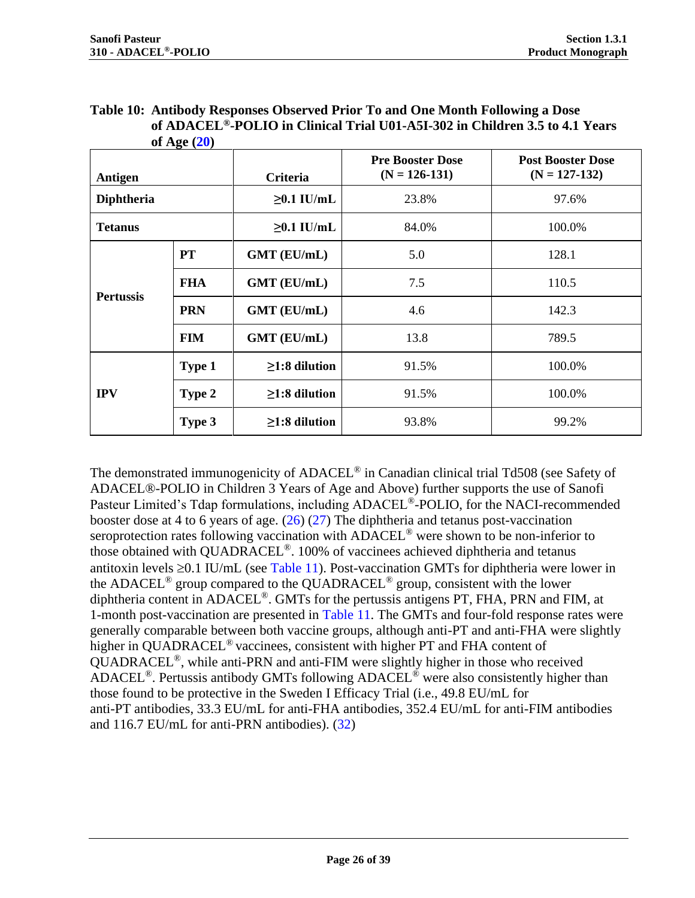**Table 10: Antibody Responses Observed Prior To and One Month Following a Dose of ADACEL®-POLIO in Clinical Trial U01-A5I-302 in Children 3.5 to 4.1 Years of Age (20)**

| Antigen | | Criteria | Pre Booster Dose (N = 126-131) | Post Booster Dose (N = 127-132) |
|---|---|---|---|---|
| **Diphtheria** | | **≥0.1 IU/mL** | 23.8% | 97.6% |
| **Tetanus** | | **≥0.1 IU/mL** | 84.0% | 100.0% |
| **Pertussis** | **PT** | **GMT (EU/mL)** | 5.0 | 128.1 |
| | **FHA** | **GMT (EU/mL)** | 7.5 | 110.5 |
| | **PRN** | **GMT (EU/mL)** | 4.6 | 142.3 |
| | **FIM** | **GMT (EU/mL)** | 13.8 | 789.5 |
| **IPV** | **Type 1** | **≥1:8 dilution** | 91.5% | 100.0% |
| | **Type 2** | **≥1:8 dilution** | 91.5% | 100.0% |
| | **Type 3** | **≥1:8 dilution** | 93.8% | 99.2% |

The demonstrated immunogenicity of ADACEL® in Canadian clinical trial Td508 (see Safety of ADACEL®-POLIO in Children 3 Years of Age and Above) further supports the use of Sanofi Pasteur Limited's Tdap formulations, including ADACEL®-POLIO, for the NACI-recommended booster dose at 4 to 6 years of age. (26) (27) The diphtheria and tetanus post-vaccination seroprotection rates following vaccination with ADACEL® were shown to be non-inferior to those obtained with QUADRACEL®. 100% of vaccinees achieved diphtheria and tetanus antitoxin levels ≥0.1 IU/mL (see Table 11). Post-vaccination GMTs for diphtheria were lower in the ADACEL® group compared to the QUADRACEL® group, consistent with the lower diphtheria content in ADACEL®. GMTs for the pertussis antigens PT, FHA, PRN and FIM, at 1-month post-vaccination are presented in Table 11. The GMTs and four-fold response rates were generally comparable between both vaccine groups, although anti-PT and anti-FHA were slightly higher in QUADRACEL® vaccinees, consistent with higher PT and FHA content of QUADRACEL®, while anti-PRN and anti-FIM were slightly higher in those who received ADACEL®. Pertussis antibody GMTs following ADACEL® were also consistently higher than those found to be protective in the Sweden I Efficacy Trial (i.e., 49.8 EU/mL for anti-PT antibodies, 33.3 EU/mL for anti-FHA antibodies, 352.4 EU/mL for anti-FIM antibodies and 116.7 EU/mL for anti-PRN antibodies). (32)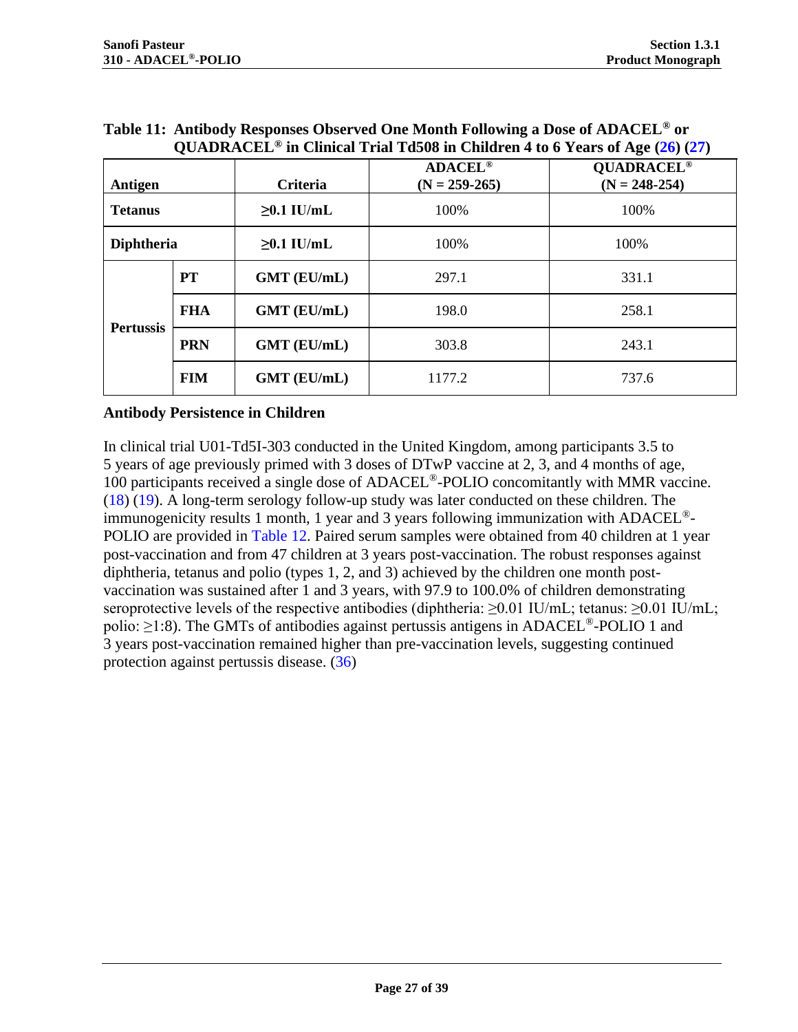**Table 11: Antibody Responses Observed One Month Following a Dose of ADACEL® or QUADRACEL® in Clinical Trial Td508 in Children 4 to 6 Years of Age (26) (27)**

| Antigen | | Criteria | ADACEL® (N = 259-265) | QUADRACEL® (N = 248-254) |
|---|---|---|---|---|
| **Tetanus** | | **≥0.1 IU/mL** | 100% | 100% |
| **Diphtheria** | | **≥0.1 IU/mL** | 100% | 100% |
| **Pertussis** | **PT** | **GMT (EU/mL)** | 297.1 | 331.1 |
| | **FHA** | **GMT (EU/mL)** | 198.0 | 258.1 |
| | **PRN** | **GMT (EU/mL)** | 303.8 | 243.1 |
| | **FIM** | **GMT (EU/mL)** | 1177.2 | 737.6 |

**Antibody Persistence in Children**

In clinical trial U01-Td5I-303 conducted in the United Kingdom, among participants 3.5 to 5 years of age previously primed with 3 doses of DTwP vaccine at 2, 3, and 4 months of age, 100 participants received a single dose of ADACEL®-POLIO concomitantly with MMR vaccine. (18) (19). A long-term serology follow-up study was later conducted on these children. The immunogenicity results 1 month, 1 year and 3 years following immunization with ADACEL®-POLIO are provided in Table 12. Paired serum samples were obtained from 40 children at 1 year post-vaccination and from 47 children at 3 years post-vaccination. The robust responses against diphtheria, tetanus and polio (types 1, 2, and 3) achieved by the children one month post-vaccination was sustained after 1 and 3 years, with 97.9 to 100.0% of children demonstrating seroprotective levels of the respective antibodies (diphtheria: ≥0.01 IU/mL; tetanus: ≥0.01 IU/mL; polio: ≥1:8). The GMTs of antibodies against pertussis antigens in ADACEL®-POLIO 1 and 3 years post-vaccination remained higher than pre-vaccination levels, suggesting continued protection against pertussis disease. (36)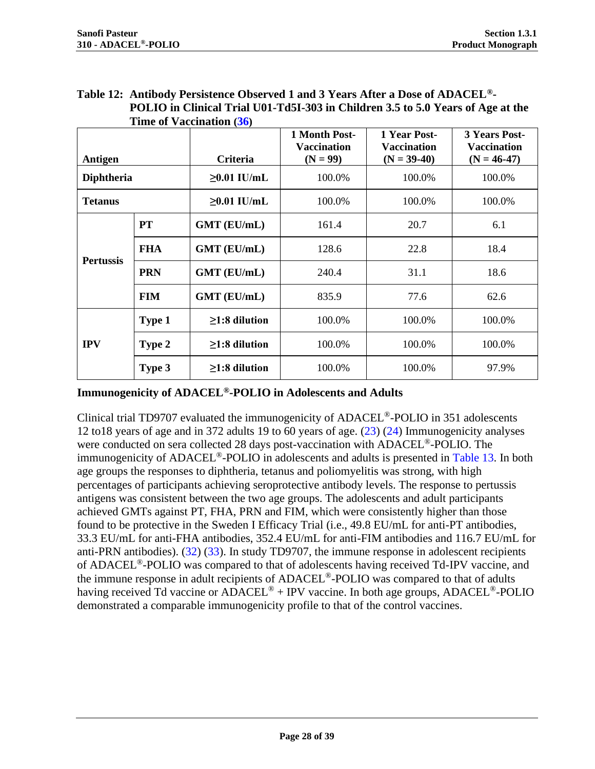**Table 12: Antibody Persistence Observed 1 and 3 Years After a Dose of ADACEL®-POLIO in Clinical Trial U01-Td5I-303 in Children 3.5 to 5.0 Years of Age at the Time of Vaccination (36)**

| Antigen | | Criteria | 1 Month Post-Vaccination (N = 99) | 1 Year Post-Vaccination (N = 39-40) | 3 Years Post-Vaccination (N = 46-47) |
|---|---|---|---|---|---|
| Diphtheria | | ≥0.01 IU/mL | 100.0% | 100.0% | 100.0% |
| Tetanus | | ≥0.01 IU/mL | 100.0% | 100.0% | 100.0% |
| Pertussis | PT | GMT (EU/mL) | 161.4 | 20.7 | 6.1 |
| | FHA | GMT (EU/mL) | 128.6 | 22.8 | 18.4 |
| | PRN | GMT (EU/mL) | 240.4 | 31.1 | 18.6 |
| | FIM | GMT (EU/mL) | 835.9 | 77.6 | 62.6 |
| IPV | Type 1 | ≥1:8 dilution | 100.0% | 100.0% | 100.0% |
| | Type 2 | ≥1:8 dilution | 100.0% | 100.0% | 100.0% |
| | Type 3 | ≥1:8 dilution | 100.0% | 100.0% | 97.9% |

### Immunogenicity of ADACEL®-POLIO in Adolescents and Adults

Clinical trial TD9707 evaluated the immunogenicity of ADACEL®-POLIO in 351 adolescents 12 to18 years of age and in 372 adults 19 to 60 years of age. (23) (24) Immunogenicity analyses were conducted on sera collected 28 days post-vaccination with ADACEL®-POLIO. The immunogenicity of ADACEL®-POLIO in adolescents and adults is presented in Table 13. In both age groups the responses to diphtheria, tetanus and poliomyelitis was strong, with high percentages of participants achieving seroprotective antibody levels. The response to pertussis antigens was consistent between the two age groups. The adolescents and adult participants achieved GMTs against PT, FHA, PRN and FIM, which were consistently higher than those found to be protective in the Sweden I Efficacy Trial (i.e., 49.8 EU/mL for anti-PT antibodies, 33.3 EU/mL for anti-FHA antibodies, 352.4 EU/mL for anti-FIM antibodies and 116.7 EU/mL for anti-PRN antibodies). (32) (33). In study TD9707, the immune response in adolescent recipients of ADACEL®-POLIO was compared to that of adolescents having received Td-IPV vaccine, and the immune response in adult recipients of ADACEL®-POLIO was compared to that of adults having received Td vaccine or ADACEL® + IPV vaccine. In both age groups, ADACEL®-POLIO demonstrated a comparable immunogenicity profile to that of the control vaccines.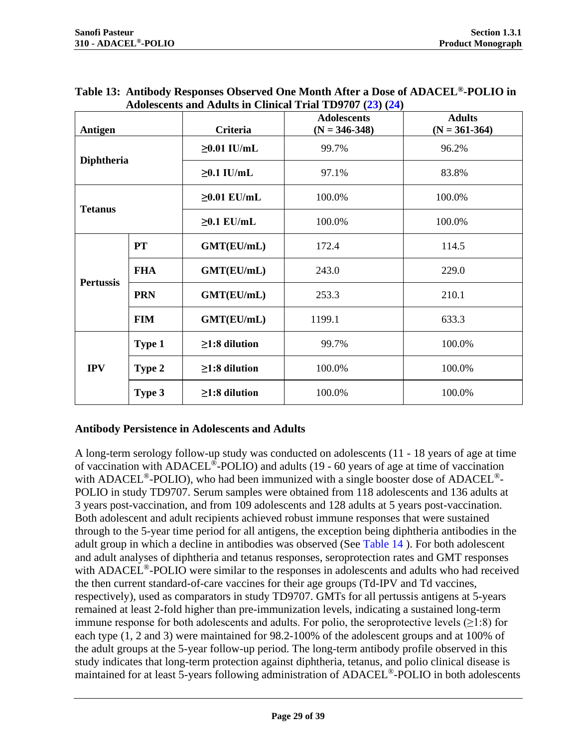**Table 13: Antibody Responses Observed One Month After a Dose of ADACEL®-POLIO in Adolescents and Adults in Clinical Trial TD9707 (23) (24)**

| Antigen | | Criteria | Adolescents (N = 346-348) | Adults (N = 361-364) |
|---|---|---|---|---|
| Diphtheria | | ≥0.01 IU/mL | 99.7% | 96.2% |
| | | ≥0.1 IU/mL | 97.1% | 83.8% |
| Tetanus | | ≥0.01 EU/mL | 100.0% | 100.0% |
| | | ≥0.1 EU/mL | 100.0% | 100.0% |
| Pertussis | PT | GMT(EU/mL) | 172.4 | 114.5 |
| | FHA | GMT(EU/mL) | 243.0 | 229.0 |
| | PRN | GMT(EU/mL) | 253.3 | 210.1 |
| | FIM | GMT(EU/mL) | 1199.1 | 633.3 |
| IPV | Type 1 | ≥1:8 dilution | 99.7% | 100.0% |
| | Type 2 | ≥1:8 dilution | 100.0% | 100.0% |
| | Type 3 | ≥1:8 dilution | 100.0% | 100.0% |

### Antibody Persistence in Adolescents and Adults

A long-term serology follow-up study was conducted on adolescents (11 - 18 years of age at time of vaccination with ADACEL®-POLIO) and adults (19 - 60 years of age at time of vaccination with ADACEL®-POLIO), who had been immunized with a single booster dose of ADACEL®-POLIO in study TD9707. Serum samples were obtained from 118 adolescents and 136 adults at 3 years post-vaccination, and from 109 adolescents and 128 adults at 5 years post-vaccination. Both adolescent and adult recipients achieved robust immune responses that were sustained through to the 5-year time period for all antigens, the exception being diphtheria antibodies in the adult group in which a decline in antibodies was observed (See Table 14 ). For both adolescent and adult analyses of diphtheria and tetanus responses, seroprotection rates and GMT responses with ADACEL®-POLIO were similar to the responses in adolescents and adults who had received the then current standard-of-care vaccines for their age groups (Td-IPV and Td vaccines, respectively), used as comparators in study TD9707. GMTs for all pertussis antigens at 5-years remained at least 2-fold higher than pre-immunization levels, indicating a sustained long-term immune response for both adolescents and adults. For polio, the seroprotective levels (≥1:8) for each type (1, 2 and 3) were maintained for 98.2-100% of the adolescent groups and at 100% of the adult groups at the 5-year follow-up period. The long-term antibody profile observed in this study indicates that long-term protection against diphtheria, tetanus, and polio clinical disease is maintained for at least 5-years following administration of ADACEL®-POLIO in both adolescents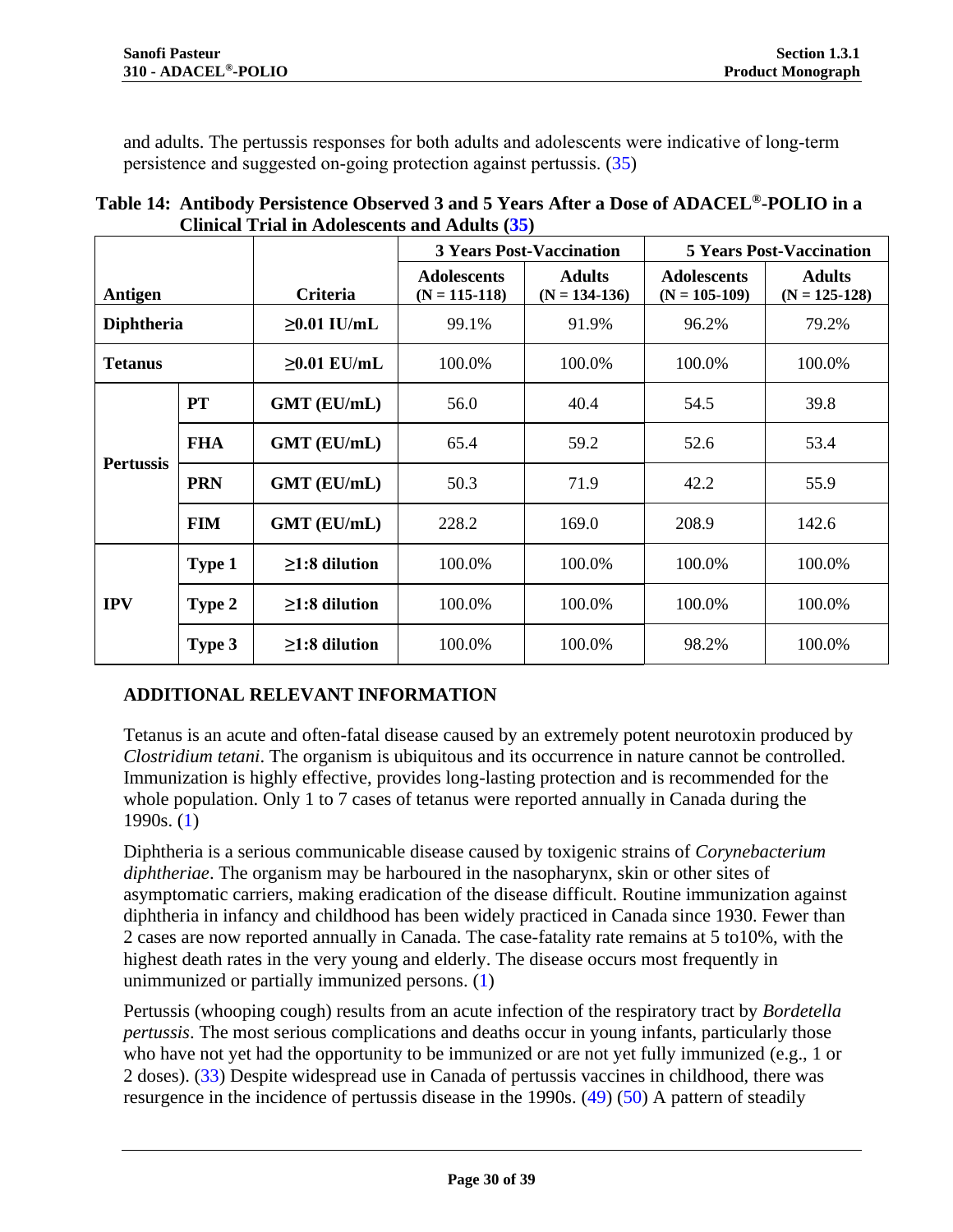and adults. The pertussis responses for both adults and adolescents were indicative of long-term persistence and suggested on-going protection against pertussis. (35)

**Table 14: Antibody Persistence Observed 3 and 5 Years After a Dose of ADACEL®-POLIO in a Clinical Trial in Adolescents and Adults (35)**

| Antigen | | Criteria | 3 Years Post-Vaccination | | 5 Years Post-Vaccination | |
|---|---|---|---|---|---|---|
| | | | Adolescents (N = 115-118) | Adults (N = 134-136) | Adolescents (N = 105-109) | Adults (N = 125-128) |
| **Diphtheria** | | **≥0.01 IU/mL** | 99.1% | 91.9% | 96.2% | 79.2% |
| **Tetanus** | | **≥0.01 EU/mL** | 100.0% | 100.0% | 100.0% | 100.0% |
| **Pertussis** | **PT** | **GMT (EU/mL)** | 56.0 | 40.4 | 54.5 | 39.8 |
| | **FHA** | **GMT (EU/mL)** | 65.4 | 59.2 | 52.6 | 53.4 |
| | **PRN** | **GMT (EU/mL)** | 50.3 | 71.9 | 42.2 | 55.9 |
| | **FIM** | **GMT (EU/mL)** | 228.2 | 169.0 | 208.9 | 142.6 |
| **IPV** | **Type 1** | **≥1:8 dilution** | 100.0% | 100.0% | 100.0% | 100.0% |
| | **Type 2** | **≥1:8 dilution** | 100.0% | 100.0% | 100.0% | 100.0% |
| | **Type 3** | **≥1:8 dilution** | 100.0% | 100.0% | 98.2% | 100.0% |

## ADDITIONAL RELEVANT INFORMATION

Tetanus is an acute and often-fatal disease caused by an extremely potent neurotoxin produced by *Clostridium tetani*. The organism is ubiquitous and its occurrence in nature cannot be controlled. Immunization is highly effective, provides long-lasting protection and is recommended for the whole population. Only 1 to 7 cases of tetanus were reported annually in Canada during the 1990s. (1)

Diphtheria is a serious communicable disease caused by toxigenic strains of *Corynebacterium diphtheriae*. The organism may be harboured in the nasopharynx, skin or other sites of asymptomatic carriers, making eradication of the disease difficult. Routine immunization against diphtheria in infancy and childhood has been widely practiced in Canada since 1930. Fewer than 2 cases are now reported annually in Canada. The case-fatality rate remains at 5 to10%, with the highest death rates in the very young and elderly. The disease occurs most frequently in unimmunized or partially immunized persons. (1)

Pertussis (whooping cough) results from an acute infection of the respiratory tract by *Bordetella pertussis*. The most serious complications and deaths occur in young infants, particularly those who have not yet had the opportunity to be immunized or are not yet fully immunized (e.g., 1 or 2 doses). (33) Despite widespread use in Canada of pertussis vaccines in childhood, there was resurgence in the incidence of pertussis disease in the 1990s. (49) (50) A pattern of steadily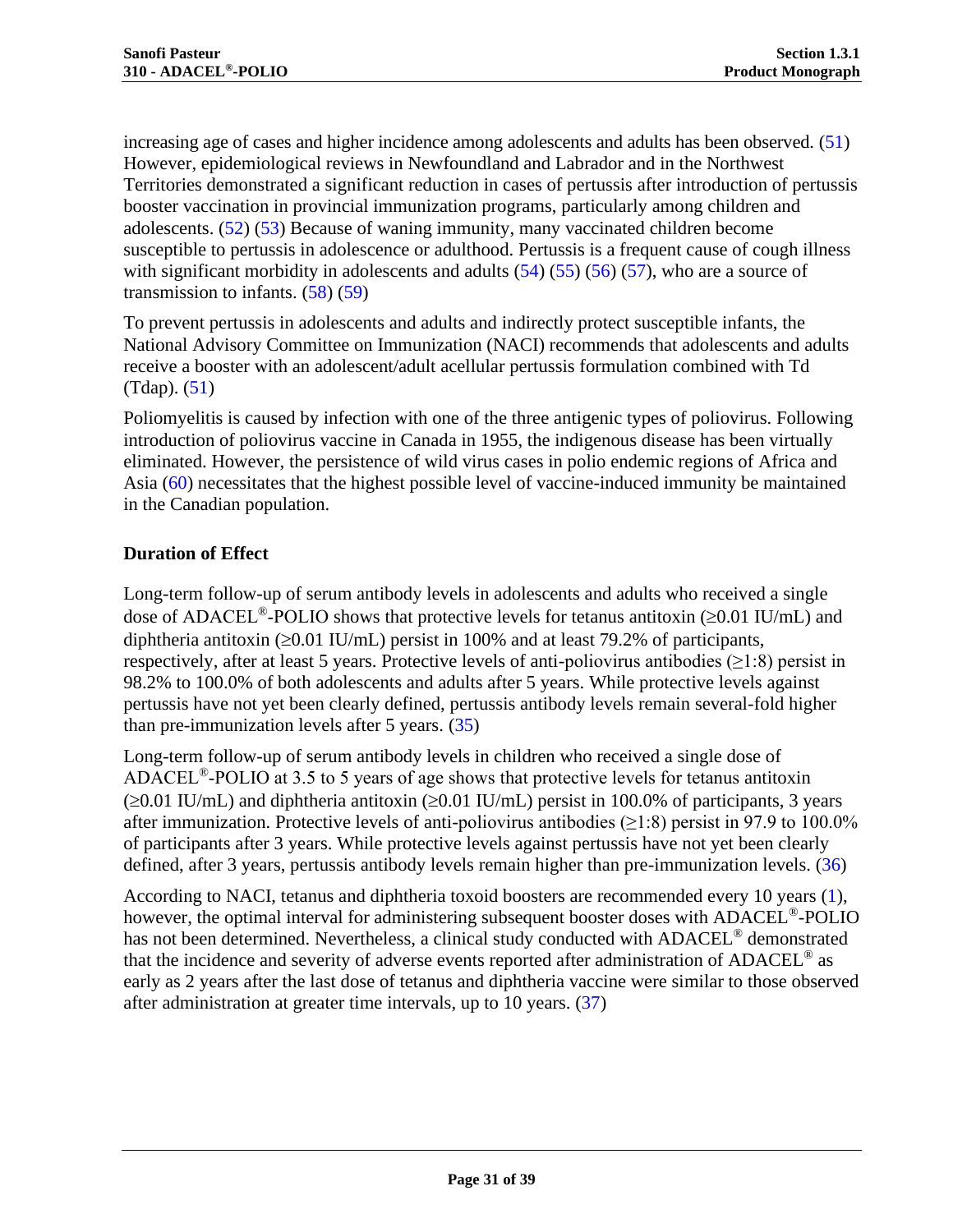increasing age of cases and higher incidence among adolescents and adults has been observed. (51) However, epidemiological reviews in Newfoundland and Labrador and in the Northwest Territories demonstrated a significant reduction in cases of pertussis after introduction of pertussis booster vaccination in provincial immunization programs, particularly among children and adolescents. (52) (53) Because of waning immunity, many vaccinated children become susceptible to pertussis in adolescence or adulthood. Pertussis is a frequent cause of cough illness with significant morbidity in adolescents and adults (54) (55) (56) (57), who are a source of transmission to infants. (58) (59)

To prevent pertussis in adolescents and adults and indirectly protect susceptible infants, the National Advisory Committee on Immunization (NACI) recommends that adolescents and adults receive a booster with an adolescent/adult acellular pertussis formulation combined with Td (Tdap). (51)

Poliomyelitis is caused by infection with one of the three antigenic types of poliovirus. Following introduction of poliovirus vaccine in Canada in 1955, the indigenous disease has been virtually eliminated. However, the persistence of wild virus cases in polio endemic regions of Africa and Asia (60) necessitates that the highest possible level of vaccine-induced immunity be maintained in the Canadian population.

### Duration of Effect

Long-term follow-up of serum antibody levels in adolescents and adults who received a single dose of ADACEL®-POLIO shows that protective levels for tetanus antitoxin (≥0.01 IU/mL) and diphtheria antitoxin (≥0.01 IU/mL) persist in 100% and at least 79.2% of participants, respectively, after at least 5 years. Protective levels of anti-poliovirus antibodies (≥1:8) persist in 98.2% to 100.0% of both adolescents and adults after 5 years. While protective levels against pertussis have not yet been clearly defined, pertussis antibody levels remain several-fold higher than pre-immunization levels after 5 years. (35)

Long-term follow-up of serum antibody levels in children who received a single dose of ADACEL®-POLIO at 3.5 to 5 years of age shows that protective levels for tetanus antitoxin (≥0.01 IU/mL) and diphtheria antitoxin (≥0.01 IU/mL) persist in 100.0% of participants, 3 years after immunization. Protective levels of anti-poliovirus antibodies (≥1:8) persist in 97.9 to 100.0% of participants after 3 years. While protective levels against pertussis have not yet been clearly defined, after 3 years, pertussis antibody levels remain higher than pre-immunization levels. (36)

According to NACI, tetanus and diphtheria toxoid boosters are recommended every 10 years (1), however, the optimal interval for administering subsequent booster doses with ADACEL®-POLIO has not been determined. Nevertheless, a clinical study conducted with ADACEL® demonstrated that the incidence and severity of adverse events reported after administration of ADACEL® as early as 2 years after the last dose of tetanus and diphtheria vaccine were similar to those observed after administration at greater time intervals, up to 10 years. (37)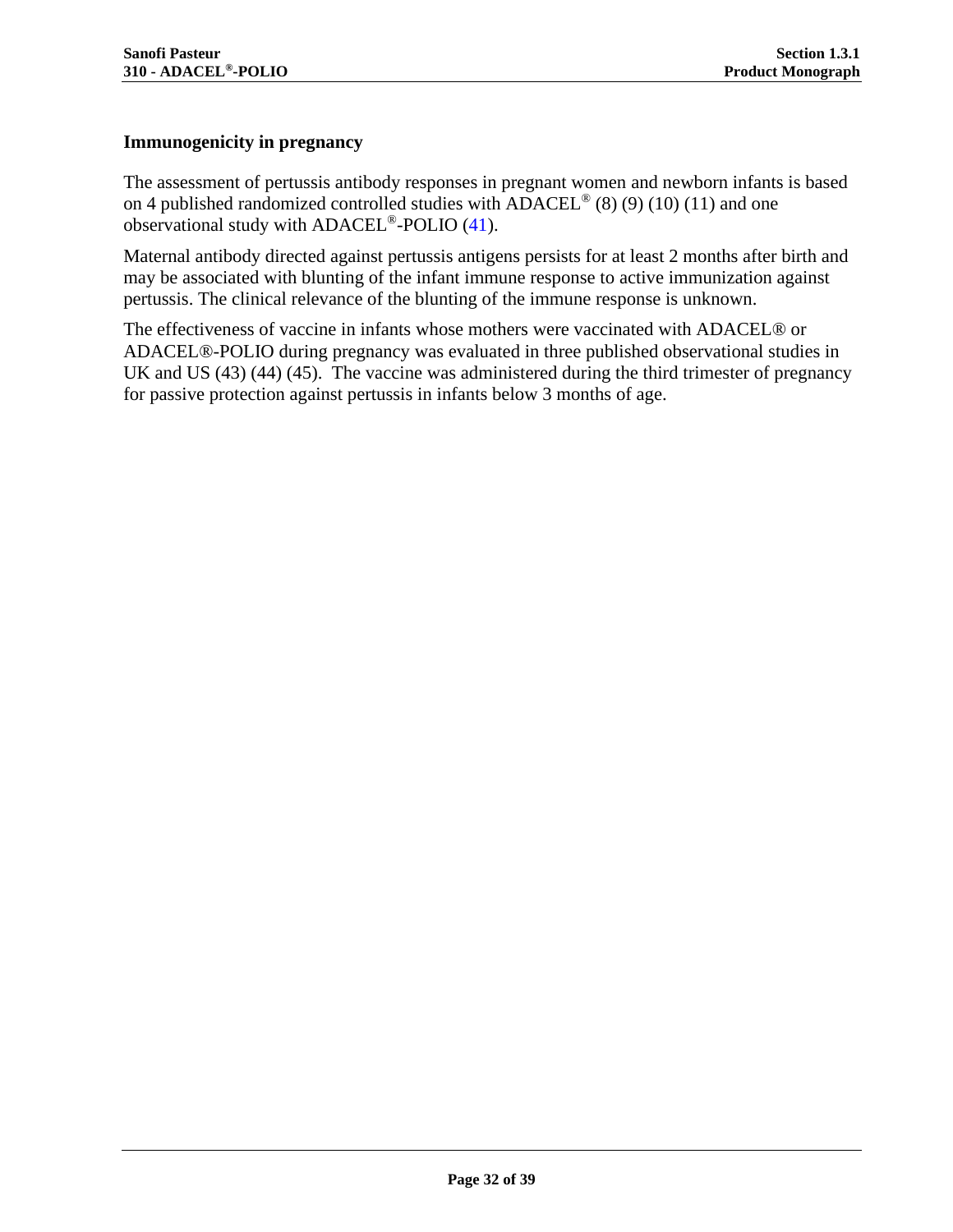### Immunogenicity in pregnancy

The assessment of pertussis antibody responses in pregnant women and newborn infants is based on 4 published randomized controlled studies with ADACEL® (8) (9) (10) (11) and one observational study with ADACEL®-POLIO (41).

Maternal antibody directed against pertussis antigens persists for at least 2 months after birth and may be associated with blunting of the infant immune response to active immunization against pertussis. The clinical relevance of the blunting of the immune response is unknown.

The effectiveness of vaccine in infants whose mothers were vaccinated with ADACEL® or ADACEL®-POLIO during pregnancy was evaluated in three published observational studies in UK and US (43) (44) (45). The vaccine was administered during the third trimester of pregnancy for passive protection against pertussis in infants below 3 months of age.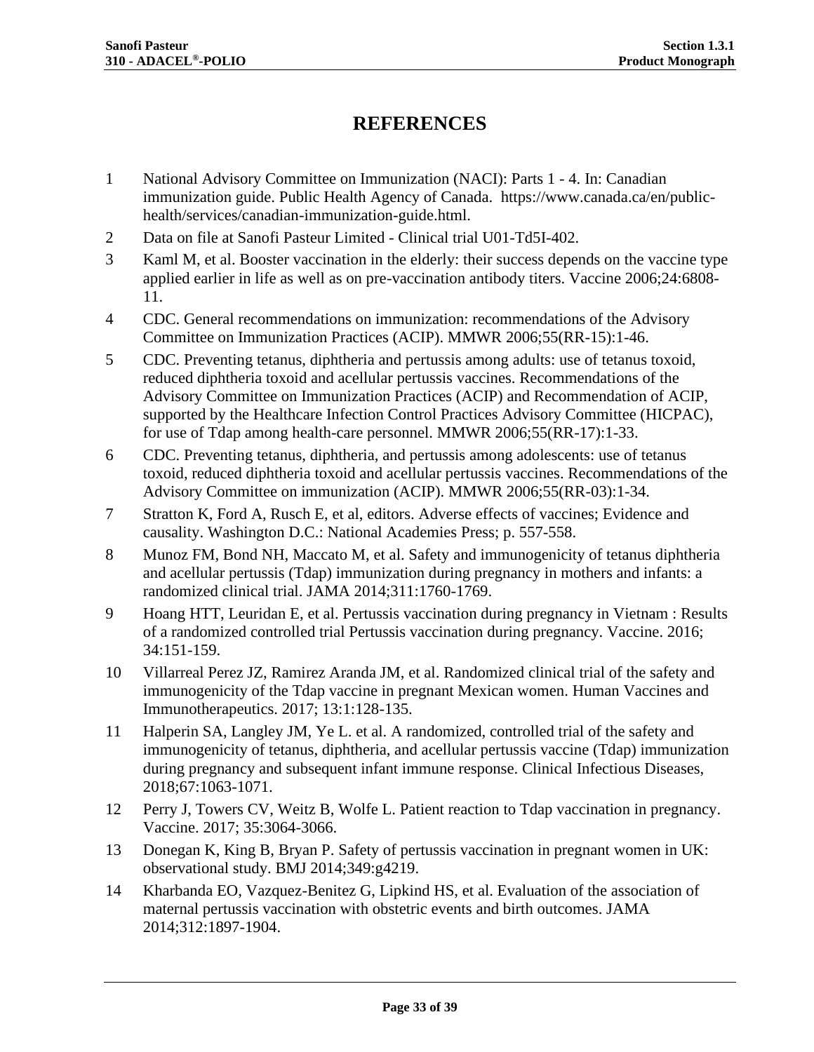# REFERENCES

1. National Advisory Committee on Immunization (NACI): Parts 1 - 4. In: Canadian immunization guide. Public Health Agency of Canada. https://www.canada.ca/en/public-health/services/canadian-immunization-guide.html.
2. Data on file at Sanofi Pasteur Limited - Clinical trial U01-Td5I-402.
3. Kaml M, et al. Booster vaccination in the elderly: their success depends on the vaccine type applied earlier in life as well as on pre-vaccination antibody titers. Vaccine 2006;24:6808-11.
4. CDC. General recommendations on immunization: recommendations of the Advisory Committee on Immunization Practices (ACIP). MMWR 2006;55(RR-15):1-46.
5. CDC. Preventing tetanus, diphtheria and pertussis among adults: use of tetanus toxoid, reduced diphtheria toxoid and acellular pertussis vaccines. Recommendations of the Advisory Committee on Immunization Practices (ACIP) and Recommendation of ACIP, supported by the Healthcare Infection Control Practices Advisory Committee (HICPAC), for use of Tdap among health-care personnel. MMWR 2006;55(RR-17):1-33.
6. CDC. Preventing tetanus, diphtheria, and pertussis among adolescents: use of tetanus toxoid, reduced diphtheria toxoid and acellular pertussis vaccines. Recommendations of the Advisory Committee on immunization (ACIP). MMWR 2006;55(RR-03):1-34.
7. Stratton K, Ford A, Rusch E, et al, editors. Adverse effects of vaccines; Evidence and causality. Washington D.C.: National Academies Press; p. 557-558.
8. Munoz FM, Bond NH, Maccato M, et al. Safety and immunogenicity of tetanus diphtheria and acellular pertussis (Tdap) immunization during pregnancy in mothers and infants: a randomized clinical trial. JAMA 2014;311:1760-1769.
9. Hoang HTT, Leuridan E, et al. Pertussis vaccination during pregnancy in Vietnam : Results of a randomized controlled trial Pertussis vaccination during pregnancy. Vaccine. 2016; 34:151-159.
10. Villarreal Perez JZ, Ramirez Aranda JM, et al. Randomized clinical trial of the safety and immunogenicity of the Tdap vaccine in pregnant Mexican women. Human Vaccines and Immunotherapeutics. 2017; 13:1:128-135.
11. Halperin SA, Langley JM, Ye L. et al. A randomized, controlled trial of the safety and immunogenicity of tetanus, diphtheria, and acellular pertussis vaccine (Tdap) immunization during pregnancy and subsequent infant immune response. Clinical Infectious Diseases, 2018;67:1063-1071.
12. Perry J, Towers CV, Weitz B, Wolfe L. Patient reaction to Tdap vaccination in pregnancy. Vaccine. 2017; 35:3064-3066.
13. Donegan K, King B, Bryan P. Safety of pertussis vaccination in pregnant women in UK: observational study. BMJ 2014;349:g4219.
14. Kharbanda EO, Vazquez-Benitez G, Lipkind HS, et al. Evaluation of the association of maternal pertussis vaccination with obstetric events and birth outcomes. JAMA 2014;312:1897-1904.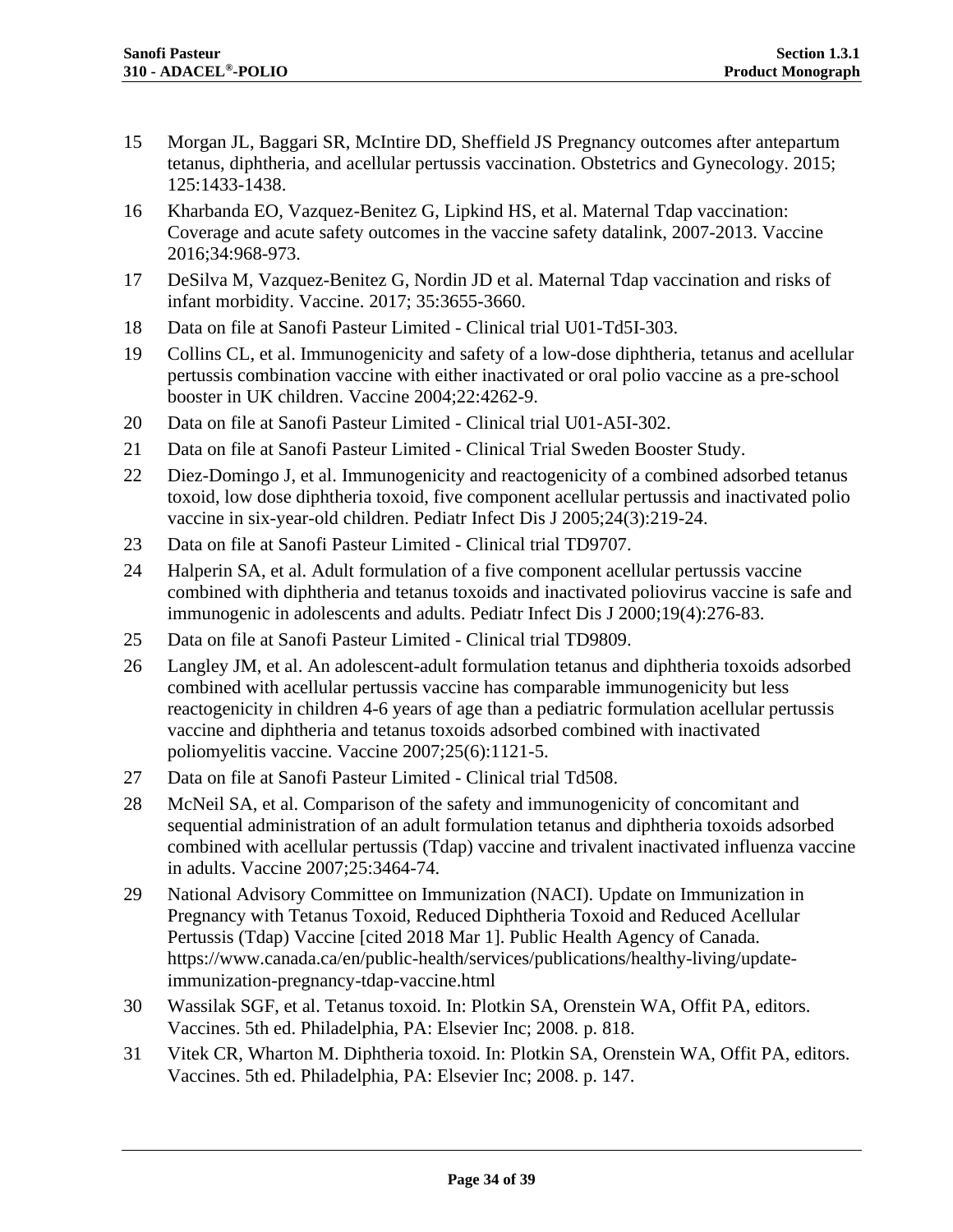15 Morgan JL, Baggari SR, McIntire DD, Sheffield JS Pregnancy outcomes after antepartum tetanus, diphtheria, and acellular pertussis vaccination. Obstetrics and Gynecology. 2015; 125:1433-1438.

16 Kharbanda EO, Vazquez-Benitez G, Lipkind HS, et al. Maternal Tdap vaccination: Coverage and acute safety outcomes in the vaccine safety datalink, 2007-2013. Vaccine 2016;34:968-973.

17 DeSilva M, Vazquez-Benitez G, Nordin JD et al. Maternal Tdap vaccination and risks of infant morbidity. Vaccine. 2017; 35:3655-3660.

18 Data on file at Sanofi Pasteur Limited - Clinical trial U01-Td5I-303.

19 Collins CL, et al. Immunogenicity and safety of a low-dose diphtheria, tetanus and acellular pertussis combination vaccine with either inactivated or oral polio vaccine as a pre-school booster in UK children. Vaccine 2004;22:4262-9.

20 Data on file at Sanofi Pasteur Limited - Clinical trial U01-A5I-302.

21 Data on file at Sanofi Pasteur Limited - Clinical Trial Sweden Booster Study.

22 Diez-Domingo J, et al. Immunogenicity and reactogenicity of a combined adsorbed tetanus toxoid, low dose diphtheria toxoid, five component acellular pertussis and inactivated polio vaccine in six-year-old children. Pediatr Infect Dis J 2005;24(3):219-24.

23 Data on file at Sanofi Pasteur Limited - Clinical trial TD9707.

24 Halperin SA, et al. Adult formulation of a five component acellular pertussis vaccine combined with diphtheria and tetanus toxoids and inactivated poliovirus vaccine is safe and immunogenic in adolescents and adults. Pediatr Infect Dis J 2000;19(4):276-83.

25 Data on file at Sanofi Pasteur Limited - Clinical trial TD9809.

26 Langley JM, et al. An adolescent-adult formulation tetanus and diphtheria toxoids adsorbed combined with acellular pertussis vaccine has comparable immunogenicity but less reactogenicity in children 4-6 years of age than a pediatric formulation acellular pertussis vaccine and diphtheria and tetanus toxoids adsorbed combined with inactivated poliomyelitis vaccine. Vaccine 2007;25(6):1121-5.

27 Data on file at Sanofi Pasteur Limited - Clinical trial Td508.

28 McNeil SA, et al. Comparison of the safety and immunogenicity of concomitant and sequential administration of an adult formulation tetanus and diphtheria toxoids adsorbed combined with acellular pertussis (Tdap) vaccine and trivalent inactivated influenza vaccine in adults. Vaccine 2007;25:3464-74.

29 National Advisory Committee on Immunization (NACI). Update on Immunization in Pregnancy with Tetanus Toxoid, Reduced Diphtheria Toxoid and Reduced Acellular Pertussis (Tdap) Vaccine [cited 2018 Mar 1]. Public Health Agency of Canada. https://www.canada.ca/en/public-health/services/publications/healthy-living/update-immunization-pregnancy-tdap-vaccine.html

30 Wassilak SGF, et al. Tetanus toxoid. In: Plotkin SA, Orenstein WA, Offit PA, editors. Vaccines. 5th ed. Philadelphia, PA: Elsevier Inc; 2008. p. 818.

31 Vitek CR, Wharton M. Diphtheria toxoid. In: Plotkin SA, Orenstein WA, Offit PA, editors. Vaccines. 5th ed. Philadelphia, PA: Elsevier Inc; 2008. p. 147.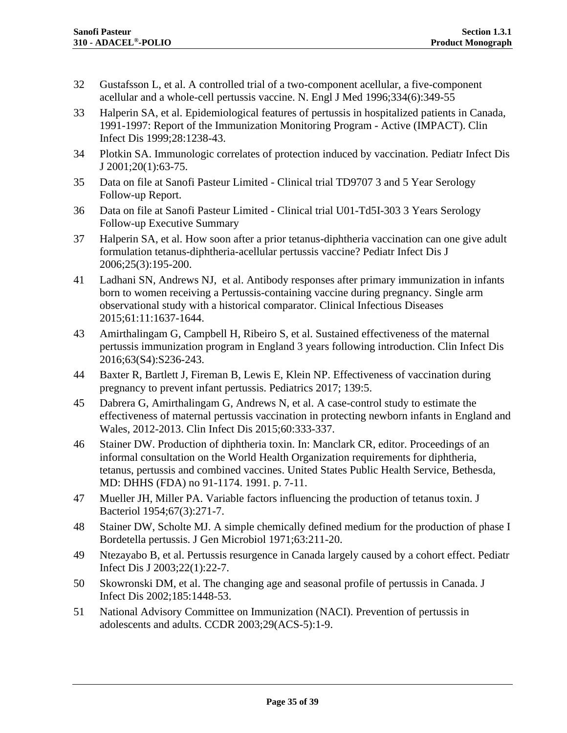32 Gustafsson L, et al. A controlled trial of a two-component acellular, a five-component acellular and a whole-cell pertussis vaccine. N. Engl J Med 1996;334(6):349-55

33 Halperin SA, et al. Epidemiological features of pertussis in hospitalized patients in Canada, 1991-1997: Report of the Immunization Monitoring Program - Active (IMPACT). Clin Infect Dis 1999;28:1238-43.

34 Plotkin SA. Immunologic correlates of protection induced by vaccination. Pediatr Infect Dis J 2001;20(1):63-75.

35 Data on file at Sanofi Pasteur Limited - Clinical trial TD9707 3 and 5 Year Serology Follow-up Report.

36 Data on file at Sanofi Pasteur Limited - Clinical trial U01-Td5I-303 3 Years Serology Follow-up Executive Summary

37 Halperin SA, et al. How soon after a prior tetanus-diphtheria vaccination can one give adult formulation tetanus-diphtheria-acellular pertussis vaccine? Pediatr Infect Dis J 2006;25(3):195-200.

41 Ladhani SN, Andrews NJ, et al. Antibody responses after primary immunization in infants born to women receiving a Pertussis-containing vaccine during pregnancy. Single arm observational study with a historical comparator. Clinical Infectious Diseases 2015;61:11:1637-1644.

43 Amirthalingam G, Campbell H, Ribeiro S, et al. Sustained effectiveness of the maternal pertussis immunization program in England 3 years following introduction. Clin Infect Dis 2016;63(S4):S236-243.

44 Baxter R, Bartlett J, Fireman B, Lewis E, Klein NP. Effectiveness of vaccination during pregnancy to prevent infant pertussis. Pediatrics 2017; 139:5.

45 Dabrera G, Amirthalingam G, Andrews N, et al. A case-control study to estimate the effectiveness of maternal pertussis vaccination in protecting newborn infants in England and Wales, 2012-2013. Clin Infect Dis 2015;60:333-337.

46 Stainer DW. Production of diphtheria toxin. In: Manclark CR, editor. Proceedings of an informal consultation on the World Health Organization requirements for diphtheria, tetanus, pertussis and combined vaccines. United States Public Health Service, Bethesda, MD: DHHS (FDA) no 91-1174. 1991. p. 7-11.

47 Mueller JH, Miller PA. Variable factors influencing the production of tetanus toxin. J Bacteriol 1954;67(3):271-7.

48 Stainer DW, Scholte MJ. A simple chemically defined medium for the production of phase I Bordetella pertussis. J Gen Microbiol 1971;63:211-20.

49 Ntezayabo B, et al. Pertussis resurgence in Canada largely caused by a cohort effect. Pediatr Infect Dis J 2003;22(1):22-7.

50 Skowronski DM, et al. The changing age and seasonal profile of pertussis in Canada. J Infect Dis 2002;185:1448-53.

51 National Advisory Committee on Immunization (NACI). Prevention of pertussis in adolescents and adults. CCDR 2003;29(ACS-5):1-9.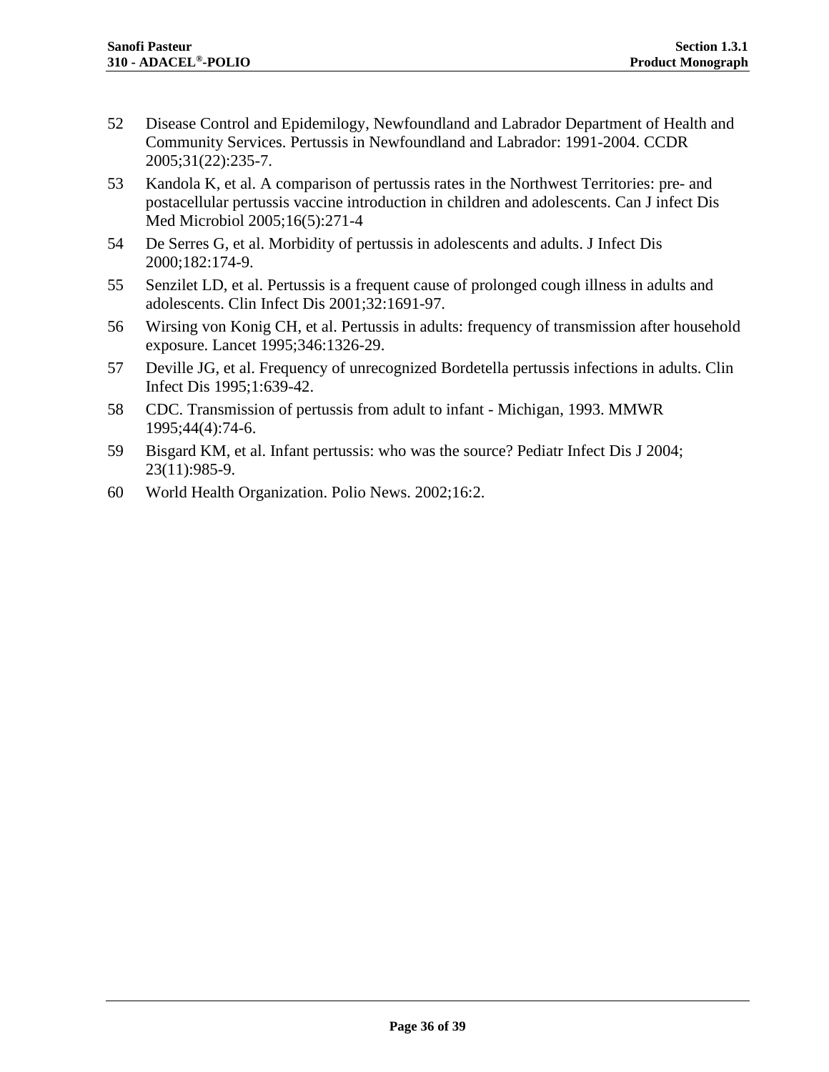52 Disease Control and Epidemilogy, Newfoundland and Labrador Department of Health and Community Services. Pertussis in Newfoundland and Labrador: 1991-2004. CCDR 2005;31(22):235-7.

53 Kandola K, et al. A comparison of pertussis rates in the Northwest Territories: pre- and postacellular pertussis vaccine introduction in children and adolescents. Can J infect Dis Med Microbiol 2005;16(5):271-4

54 De Serres G, et al. Morbidity of pertussis in adolescents and adults. J Infect Dis 2000;182:174-9.

55 Senzilet LD, et al. Pertussis is a frequent cause of prolonged cough illness in adults and adolescents. Clin Infect Dis 2001;32:1691-97.

56 Wirsing von Konig CH, et al. Pertussis in adults: frequency of transmission after household exposure. Lancet 1995;346:1326-29.

57 Deville JG, et al. Frequency of unrecognized Bordetella pertussis infections in adults. Clin Infect Dis 1995;1:639-42.

58 CDC. Transmission of pertussis from adult to infant - Michigan, 1993. MMWR 1995;44(4):74-6.

59 Bisgard KM, et al. Infant pertussis: who was the source? Pediatr Infect Dis J 2004; 23(11):985-9.

60 World Health Organization. Polio News. 2002;16:2.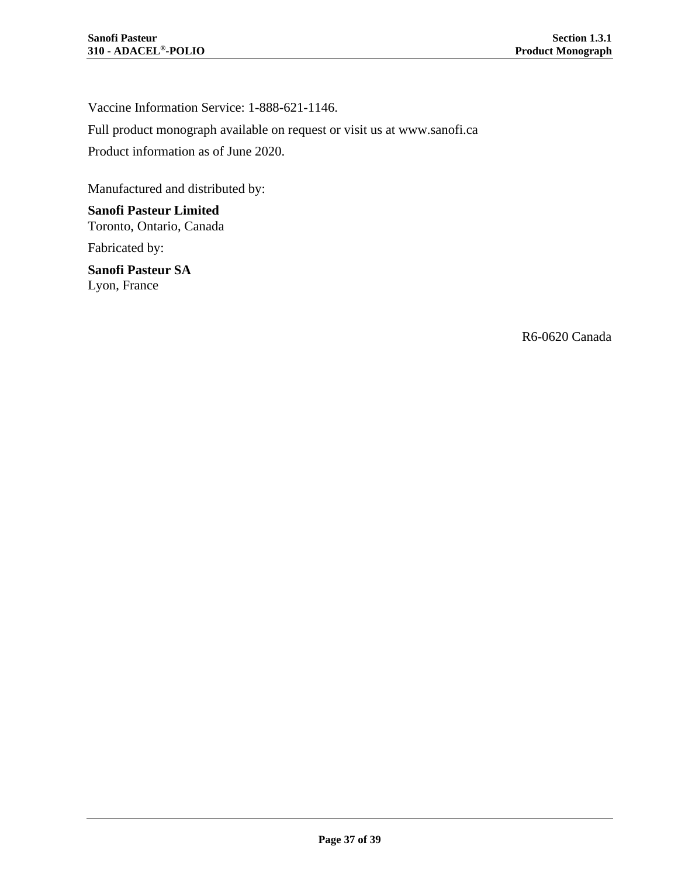Vaccine Information Service: 1-888-621-1146.

Full product monograph available on request or visit us at www.sanofi.ca

Product information as of June 2020.

Manufactured and distributed by:

**Sanofi Pasteur Limited**
Toronto, Ontario, Canada

Fabricated by:

**Sanofi Pasteur SA**
Lyon, France

R6-0620 Canada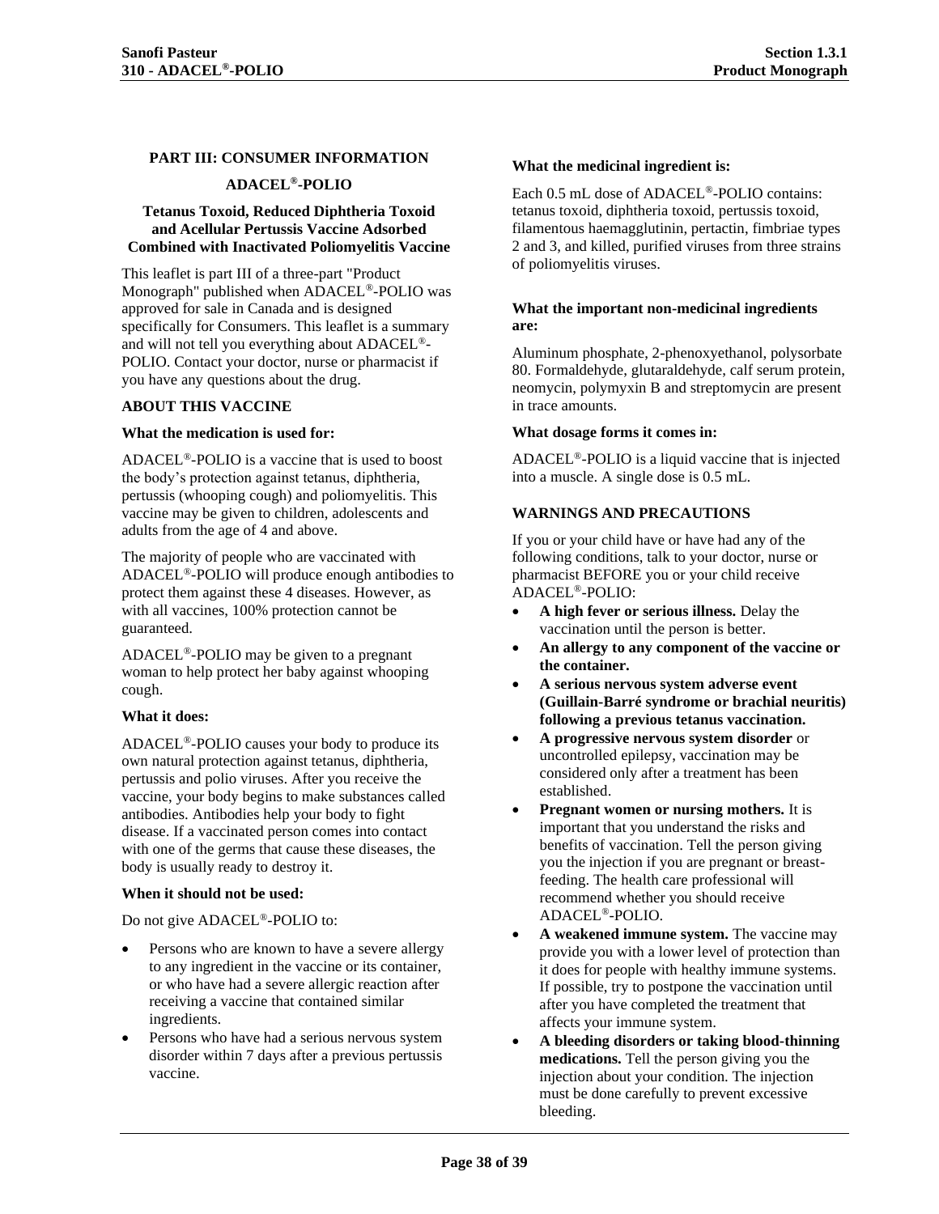## PART III: CONSUMER INFORMATION

## ADACEL®-POLIO

### Tetanus Toxoid, Reduced Diphtheria Toxoid and Acellular Pertussis Vaccine Adsorbed Combined with Inactivated Poliomyelitis Vaccine

This leaflet is part III of a three-part "Product Monograph" published when ADACEL®-POLIO was approved for sale in Canada and is designed specifically for Consumers. This leaflet is a summary and will not tell you everything about ADACEL®-POLIO. Contact your doctor, nurse or pharmacist if you have any questions about the drug.

### ABOUT THIS VACCINE

**What the medication is used for:**

ADACEL®-POLIO is a vaccine that is used to boost the body's protection against tetanus, diphtheria, pertussis (whooping cough) and poliomyelitis. This vaccine may be given to children, adolescents and adults from the age of 4 and above.

The majority of people who are vaccinated with ADACEL®-POLIO will produce enough antibodies to protect them against these 4 diseases. However, as with all vaccines, 100% protection cannot be guaranteed.

ADACEL®-POLIO may be given to a pregnant woman to help protect her baby against whooping cough.

**What it does:**

ADACEL®-POLIO causes your body to produce its own natural protection against tetanus, diphtheria, pertussis and polio viruses. After you receive the vaccine, your body begins to make substances called antibodies. Antibodies help your body to fight disease. If a vaccinated person comes into contact with one of the germs that cause these diseases, the body is usually ready to destroy it.

**When it should not be used:**

Do not give ADACEL®-POLIO to:

- Persons who are known to have a severe allergy to any ingredient in the vaccine or its container, or who have had a severe allergic reaction after receiving a vaccine that contained similar ingredients.
- Persons who have had a serious nervous system disorder within 7 days after a previous pertussis vaccine.

**What the medicinal ingredient is:**

Each 0.5 mL dose of ADACEL®-POLIO contains: tetanus toxoid, diphtheria toxoid, pertussis toxoid, filamentous haemagglutinin, pertactin, fimbriae types 2 and 3, and killed, purified viruses from three strains of poliomyelitis viruses.

**What the important non-medicinal ingredients are:**

Aluminum phosphate, 2-phenoxyethanol, polysorbate 80. Formaldehyde, glutaraldehyde, calf serum protein, neomycin, polymyxin B and streptomycin are present in trace amounts.

**What dosage forms it comes in:**

ADACEL®-POLIO is a liquid vaccine that is injected into a muscle. A single dose is 0.5 mL.

### WARNINGS AND PRECAUTIONS

If you or your child have or have had any of the following conditions, talk to your doctor, nurse or pharmacist BEFORE you or your child receive ADACEL®-POLIO:

- **A high fever or serious illness.** Delay the vaccination until the person is better.
- **An allergy to any component of the vaccine or the container.**
- **A serious nervous system adverse event (Guillain-Barré syndrome or brachial neuritis) following a previous tetanus vaccination.**
- **A progressive nervous system disorder** or uncontrolled epilepsy, vaccination may be considered only after a treatment has been established.
- **Pregnant women or nursing mothers.** It is important that you understand the risks and benefits of vaccination. Tell the person giving you the injection if you are pregnant or breast-feeding. The health care professional will recommend whether you should receive ADACEL®-POLIO.
- **A weakened immune system.** The vaccine may provide you with a lower level of protection than it does for people with healthy immune systems. If possible, try to postpone the vaccination until after you have completed the treatment that affects your immune system.
- **A bleeding disorders or taking blood-thinning medications.** Tell the person giving you the injection about your condition. The injection must be done carefully to prevent excessive bleeding.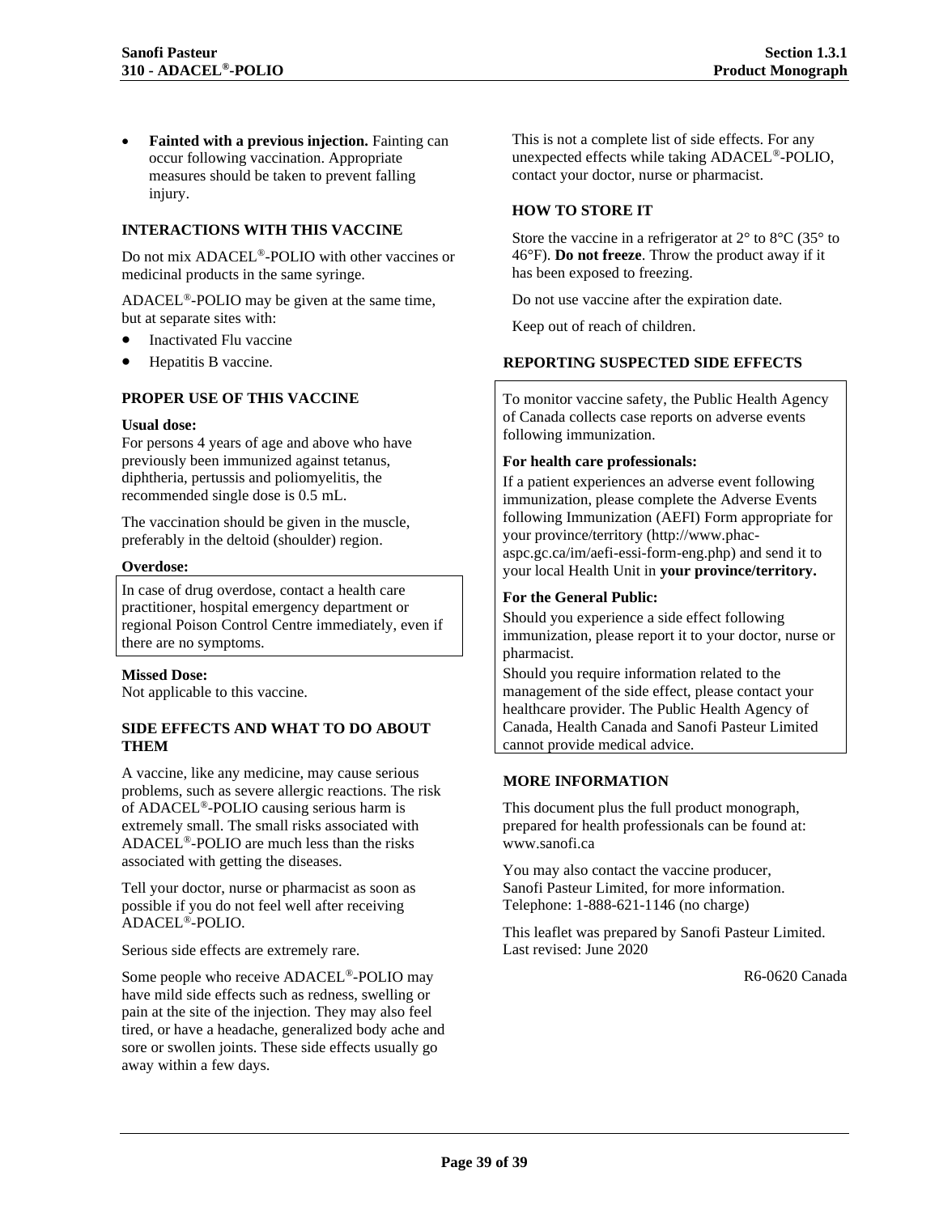- **Fainted with a previous injection.** Fainting can occur following vaccination. Appropriate measures should be taken to prevent falling injury.

## INTERACTIONS WITH THIS VACCINE

Do not mix ADACEL®-POLIO with other vaccines or medicinal products in the same syringe.

ADACEL®-POLIO may be given at the same time, but at separate sites with:

- Inactivated Flu vaccine
- Hepatitis B vaccine.

## PROPER USE OF THIS VACCINE

**Usual dose:**
For persons 4 years of age and above who have previously been immunized against tetanus, diphtheria, pertussis and poliomyelitis, the recommended single dose is 0.5 mL.

The vaccination should be given in the muscle, preferably in the deltoid (shoulder) region.

**Overdose:**

In case of drug overdose, contact a health care practitioner, hospital emergency department or regional Poison Control Centre immediately, even if there are no symptoms.

**Missed Dose:**
Not applicable to this vaccine.

## SIDE EFFECTS AND WHAT TO DO ABOUT THEM

A vaccine, like any medicine, may cause serious problems, such as severe allergic reactions. The risk of ADACEL®-POLIO causing serious harm is extremely small. The small risks associated with ADACEL®-POLIO are much less than the risks associated with getting the diseases.

Tell your doctor, nurse or pharmacist as soon as possible if you do not feel well after receiving ADACEL®-POLIO.

Serious side effects are extremely rare.

Some people who receive ADACEL®-POLIO may have mild side effects such as redness, swelling or pain at the site of the injection. They may also feel tired, or have a headache, generalized body ache and sore or swollen joints. These side effects usually go away within a few days.

This is not a complete list of side effects. For any unexpected effects while taking ADACEL®-POLIO, contact your doctor, nurse or pharmacist.

## HOW TO STORE IT

Store the vaccine in a refrigerator at 2° to 8°C (35° to 46°F). **Do not freeze**. Throw the product away if it has been exposed to freezing.

Do not use vaccine after the expiration date.

Keep out of reach of children.

## REPORTING SUSPECTED SIDE EFFECTS

To monitor vaccine safety, the Public Health Agency of Canada collects case reports on adverse events following immunization.

**For health care professionals:**

If a patient experiences an adverse event following immunization, please complete the Adverse Events following Immunization (AEFI) Form appropriate for your province/territory (http://www.phac-aspc.gc.ca/im/aefi-essi-form-eng.php) and send it to your local Health Unit in **your province/territory.**

**For the General Public:**

Should you experience a side effect following immunization, please report it to your doctor, nurse or pharmacist.
Should you require information related to the management of the side effect, please contact your healthcare provider. The Public Health Agency of Canada, Health Canada and Sanofi Pasteur Limited cannot provide medical advice.

## MORE INFORMATION

This document plus the full product monograph, prepared for health professionals can be found at: www.sanofi.ca

You may also contact the vaccine producer, Sanofi Pasteur Limited, for more information. Telephone: 1-888-621-1146 (no charge)

This leaflet was prepared by Sanofi Pasteur Limited.
Last revised: June 2020

R6-0620 Canada